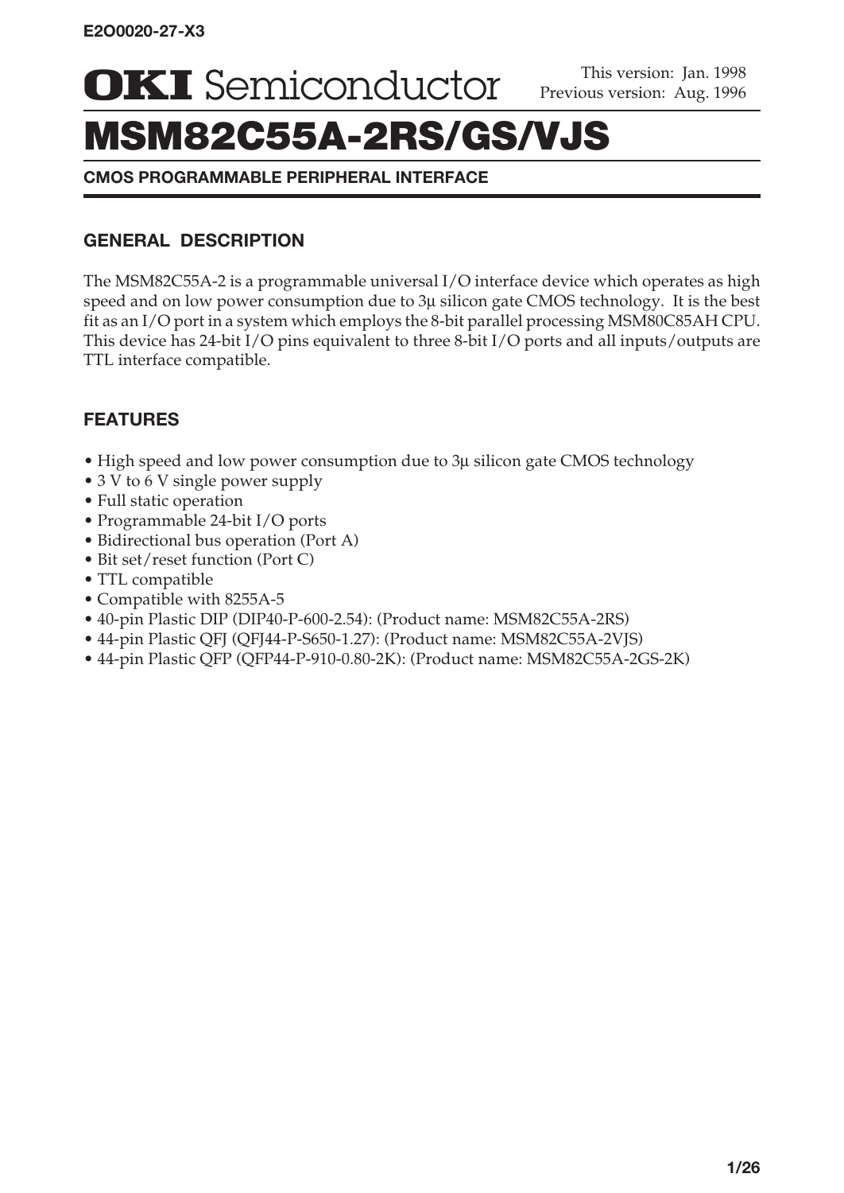E2O0020-27-X3

# OKI Semiconductor

This version: Jan. 1998
Previous version: Aug. 1996

# MSM82C55A-2RS/GS/VJS

**CMOS PROGRAMMABLE PERIPHERAL INTERFACE**

## GENERAL DESCRIPTION

The MSM82C55A-2 is a programmable universal I/O interface device which operates as high speed and on low power consumption due to 3μ silicon gate CMOS technology. It is the best fit as an I/O port in a system which employs the 8-bit parallel processing MSM80C85AH CPU. This device has 24-bit I/O pins equivalent to three 8-bit I/O ports and all inputs/outputs are TTL interface compatible.

## FEATURES

- High speed and low power consumption due to 3μ silicon gate CMOS technology
- 3 V to 6 V single power supply
- Full static operation
- Programmable 24-bit I/O ports
- Bidirectional bus operation (Port A)
- Bit set/reset function (Port C)
- TTL compatible
- Compatible with 8255A-5
- 40-pin Plastic DIP (DIP40-P-600-2.54): (Product name: MSM82C55A-2RS)
- 44-pin Plastic QFJ (QFJ44-P-S650-1.27): (Product name: MSM82C55A-2VJS)
- 44-pin Plastic QFP (QFP44-P-910-0.80-2K): (Product name: MSM82C55A-2GS-2K)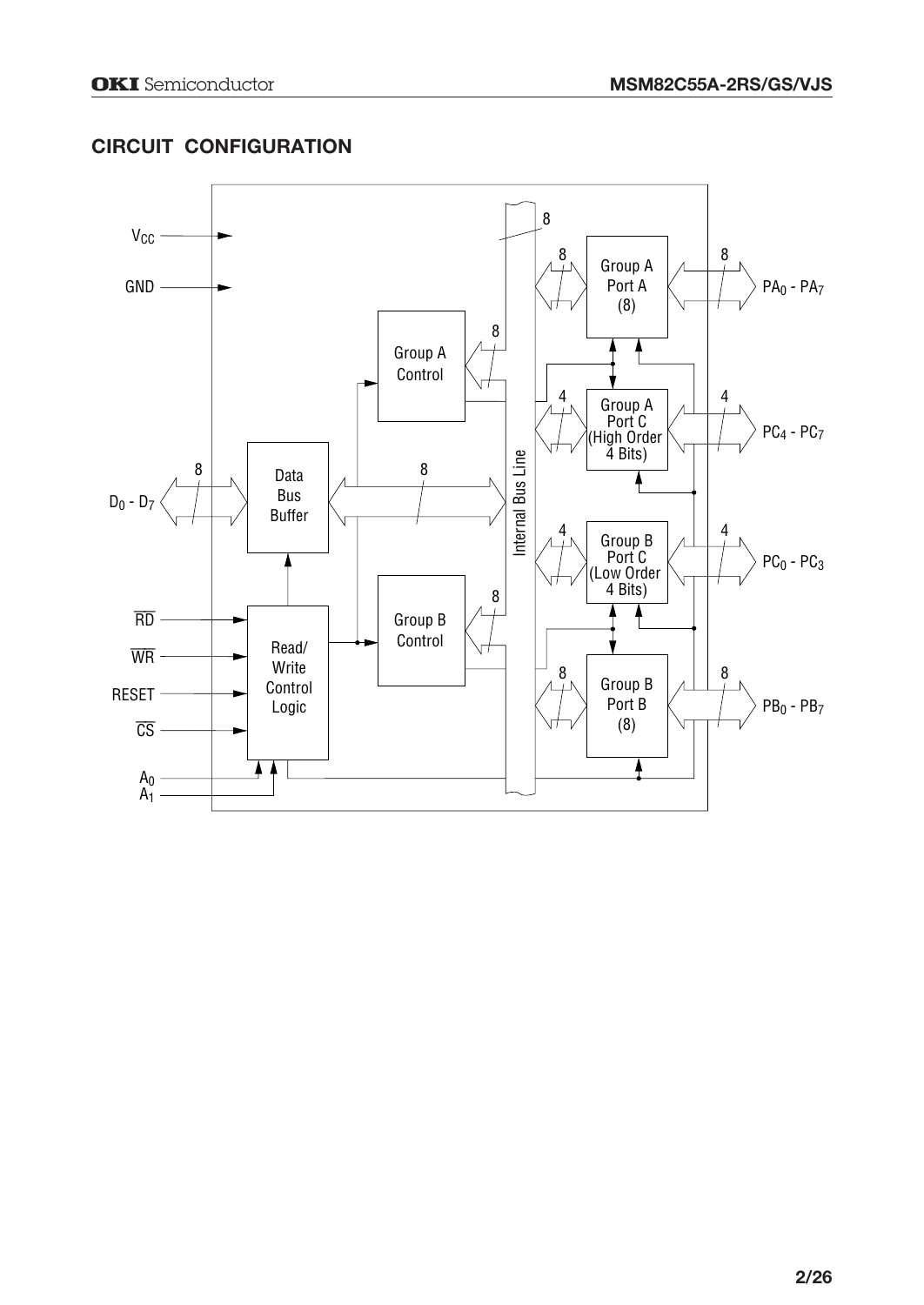## CIRCUIT CONFIGURATION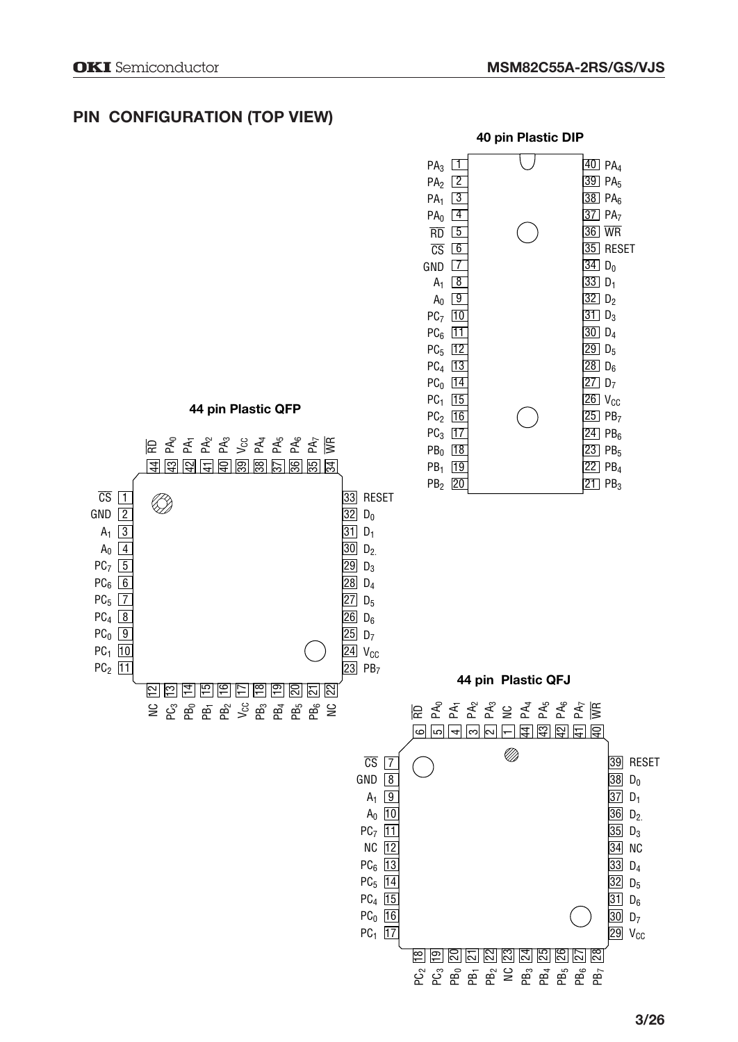## PIN CONFIGURATION (TOP VIEW)

### 40 pin Plastic DIP

| Pin | Name | Pin | Name |
|---|---|---|---|
| 1 | $PA_3$ | 40 | $PA_4$ |
| 2 | $PA_2$ | 39 | $PA_5$ |
| 3 | $PA_1$ | 38 | $PA_6$ |
| 4 | $PA_0$ | 37 | $PA_7$ |
| 5 | $\overline{RD}$ | 36 | $\overline{WR}$ |
| 6 | $\overline{CS}$ | 35 | RESET |
| 7 | GND | 34 | $D_0$ |
| 8 | $A_1$ | 33 | $D_1$ |
| 9 | $A_0$ | 32 | $D_2$ |
| 10 | $PC_7$ | 31 | $D_3$ |
| 11 | $PC_6$ | 30 | $D_4$ |
| 12 | $PC_5$ | 29 | $D_5$ |
| 13 | $PC_4$ | 28 | $D_6$ |
| 14 | $PC_0$ | 27 | $D_7$ |
| 15 | $PC_1$ | 26 | $V_{CC}$ |
| 16 | $PC_2$ | 25 | $PB_7$ |
| 17 | $PC_3$ | 24 | $PB_6$ |
| 18 | $PB_0$ | 23 | $PB_5$ |
| 19 | $PB_1$ | 22 | $PB_4$ |
| 20 | $PB_2$ | 21 | $PB_3$ |

### 44 pin Plastic QFP

| Pin | Name | Pin | Name | Pin | Name | Pin | Name |
|---|---|---|---|---|---|---|---|
| 1 | $\overline{CS}$ | 12 | NC | 23 | $PB_7$ | 34 | $\overline{WR}$ |
| 2 | GND | 13 | $PC_3$ | 24 | $V_{CC}$ | 35 | $PA_7$ |
| 3 | $A_1$ | 14 | $PB_0$ | 25 | $D_7$ | 36 | $PA_6$ |
| 4 | $A_0$ | 15 | $PB_1$ | 26 | $D_6$ | 37 | $PA_5$ |
| 5 | $PC_7$ | 16 | $PB_2$ | 27 | $D_5$ | 38 | $PA_4$ |
| 6 | $PC_6$ | 17 | $V_{CC}$ | 28 | $D_4$ | 39 | $V_{CC}$ |
| 7 | $PC_5$ | 18 | $PB_3$ | 29 | $D_3$ | 40 | $PA_3$ |
| 8 | $PC_4$ | 19 | $PB_4$ | 30 | $D_2$ | 41 | $PA_2$ |
| 9 | $PC_0$ | 20 | $PB_5$ | 31 | $D_1$ | 42 | $PA_1$ |
| 10 | $PC_1$ | 21 | $PB_6$ | 32 | $D_0$ | 43 | $PA_0$ |
| 11 | $PC_2$ | 22 | NC | 33 | RESET | 44 | $\overline{RD}$ |

### 44 pin Plastic QFJ

| Pin | Name | Pin | Name | Pin | Name | Pin | Name |
|---|---|---|---|---|---|---|---|
| 1 | NC | 12 | NC | 23 | NC | 34 | NC |
| 2 | $PA_3$ | 13 | $PC_6$ | 24 | $PB_3$ | 35 | $D_3$ |
| 3 | $PA_2$ | 14 | $PC_5$ | 25 | $PB_4$ | 36 | $D_2$ |
| 4 | $PA_1$ | 15 | $PC_4$ | 26 | $PB_5$ | 37 | $D_1$ |
| 5 | $PA_0$ | 16 | $PC_0$ | 27 | $PB_6$ | 38 | $D_0$ |
| 6 | $\overline{RD}$ | 17 | $PC_1$ | 28 | $PB_7$ | 39 | RESET |
| 7 | $\overline{CS}$ | 18 | $PC_2$ | 29 | $V_{CC}$ | 40 | $\overline{WR}$ |
| 8 | GND | 19 | $PC_3$ | 30 | $D_7$ | 41 | $PA_7$ |
| 9 | $A_1$ | 20 | $PB_0$ | 31 | $D_6$ | 42 | $PA_6$ |
| 10 | $A_0$ | 21 | $PB_1$ | 32 | $D_5$ | 43 | $PA_5$ |
| 11 | $PC_7$ | 22 | $PB_2$ | 33 | $D_4$ | 44 | $PA_4$ |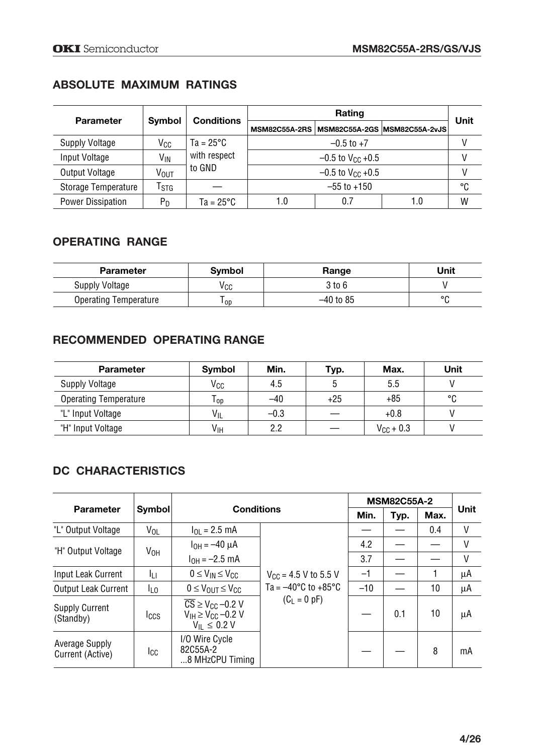## ABSOLUTE MAXIMUM RATINGS

| Parameter | Symbol | Conditions | Rating | | | Unit |
|---|---|---|---|---|---|---|
| | | | MSM82C55A-2RS | MSM82C55A-2GS | MSM82C55A-2vJS | |
| Supply Voltage | $V_{CC}$ | Ta = 25°C with respect to GND | –0.5 to +7 | | | V |
| Input Voltage | $V_{IN}$ | | –0.5 to $V_{CC}$ +0.5 | | | V |
| Output Voltage | $V_{OUT}$ | | –0.5 to $V_{CC}$ +0.5 | | | V |
| Storage Temperature | $T_{STG}$ | — | –55 to +150 | | | °C |
| Power Dissipation | $P_D$ | Ta = 25°C | 1.0 | 0.7 | 1.0 | W |

## OPERATING RANGE

| Parameter | Symbol | Range | Unit |
|---|---|---|---|
| Supply Voltage | $V_{CC}$ | 3 to 6 | V |
| Operating Temperature | $T_{op}$ | –40 to 85 | °C |

## RECOMMENDED OPERATING RANGE

| Parameter | Symbol | Min. | Typ. | Max. | Unit |
|---|---|---|---|---|---|
| Supply Voltage | $V_{CC}$ | 4.5 | 5 | 5.5 | V |
| Operating Temperature | $T_{op}$ | –40 | +25 | +85 | °C |
| "L" Input Voltage | $V_{IL}$ | –0.3 | — | +0.8 | V |
| "H" Input Voltage | $V_{IH}$ | 2.2 | — | $V_{CC}$ + 0.3 | V |

## DC CHARACTERISTICS

| Parameter | Symbol | Conditions | | MSM82C55A-2 | | | Unit |
|---|---|---|---|---|---|---|---|
| | | | | Min. | Typ. | Max. | |
| "L" Output Voltage | $V_{OL}$ | $I_{OL}$ = 2.5 mA | $V_{CC}$ = 4.5 V to 5.5 V Ta = –40°C to +85°C ($C_L$ = 0 pF) | — | — | 0.4 | V |
| "H" Output Voltage | $V_{OH}$ | $I_{OH}$ = –40 μA | | 4.2 | — | — | V |
| | | $I_{OH}$ = –2.5 mA | | 3.7 | — | — | V |
| Input Leak Current | $I_{LI}$ | $0 \leq V_{IN} \leq V_{CC}$ | | –1 | — | 1 | μA |
| Output Leak Current | $I_{LO}$ | $0 \leq V_{OUT} \leq V_{CC}$ | | –10 | — | 10 | μA |
| Supply Current (Standby) | $I_{CCS}$ | $\overline{CS} \geq V_{CC}$ –0.2 V, $V_{IH} \geq V_{CC}$ –0.2 V, $V_{IL} \leq$ 0.2 V | | — | 0.1 | 10 | μA |
| Average Supply Current (Active) | $I_{CC}$ | I/O Wire Cycle 82C55A-2 ...8 MHzCPU Timing | | — | — | 8 | mA |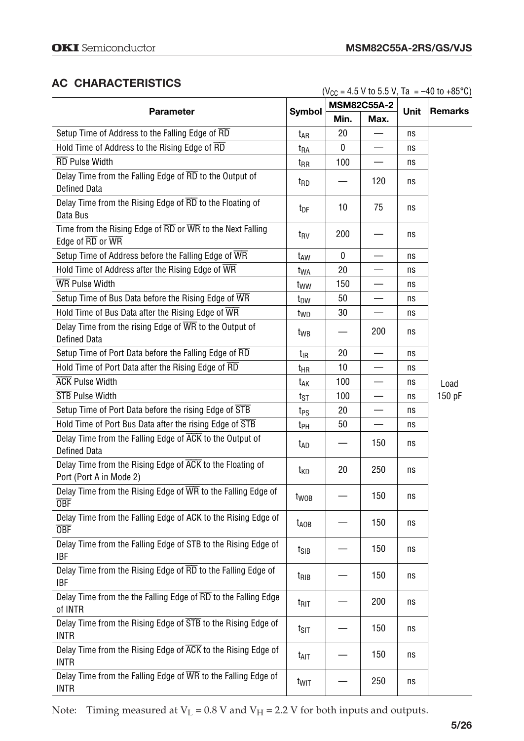## AC CHARACTERISTICS

($V_{CC}$ = 4.5 V to 5.5 V, Ta = –40 to +85°C)

| Parameter | Symbol | MSM82C55A-2 | | Unit | Remarks |
|---|---|---|---|---|---|
| | | Min. | Max. | | |
| Setup Time of Address to the Falling Edge of $\overline{RD}$ | $t_{AR}$ | 20 | — | ns | Load 150 pF |
| Hold Time of Address to the Rising Edge of $\overline{RD}$ | $t_{RA}$ | 0 | — | ns | |
| $\overline{RD}$ Pulse Width | $t_{RR}$ | 100 | — | ns | |
| Delay Time from the Falling Edge of $\overline{RD}$ to the Output of Defined Data | $t_{RD}$ | — | 120 | ns | |
| Delay Time from the Rising Edge of $\overline{RD}$ to the Floating of Data Bus | $t_{DF}$ | 10 | 75 | ns | |
| Time from the Rising Edge of $\overline{RD}$ or $\overline{WR}$ to the Next Falling Edge of $\overline{RD}$ or $\overline{WR}$ | $t_{RV}$ | 200 | — | ns | |
| Setup Time of Address before the Falling Edge of $\overline{WR}$ | $t_{AW}$ | 0 | — | ns | |
| Hold Time of Address after the Rising Edge of $\overline{WR}$ | $t_{WA}$ | 20 | — | ns | |
| $\overline{WR}$ Pulse Width | $t_{WW}$ | 150 | — | ns | |
| Setup Time of Bus Data before the Rising Edge of $\overline{WR}$ | $t_{DW}$ | 50 | — | ns | |
| Hold Time of Bus Data after the Rising Edge of $\overline{WR}$ | $t_{WD}$ | 30 | — | ns | |
| Delay Time from the rising Edge of $\overline{WR}$ to the Output of Defined Data | $t_{WB}$ | — | 200 | ns | |
| Setup Time of Port Data before the Falling Edge of $\overline{RD}$ | $t_{IR}$ | 20 | — | ns | |
| Hold Time of Port Data after the Rising Edge of $\overline{RD}$ | $t_{HR}$ | 10 | — | ns | |
| $\overline{ACK}$ Pulse Width | $t_{AK}$ | 100 | — | ns | |
| $\overline{STB}$ Pulse Width | $t_{ST}$ | 100 | — | ns | |
| Setup Time of Port Data before the rising Edge of $\overline{STB}$ | $t_{PS}$ | 20 | — | ns | |
| Hold Time of Port Bus Data after the rising Edge of $\overline{STB}$ | $t_{PH}$ | 50 | — | ns | |
| Delay Time from the Falling Edge of $\overline{ACK}$ to the Output of Defined Data | $t_{AD}$ | — | 150 | ns | |
| Delay Time from the Rising Edge of $\overline{ACK}$ to the Floating of Port (Port A in Mode 2) | $t_{KD}$ | 20 | 250 | ns | |
| Delay Time from the Rising Edge of $\overline{WR}$ to the Falling Edge of $\overline{OBF}$ | $t_{WOB}$ | — | 150 | ns | |
| Delay Time from the Falling Edge of ACK to the Rising Edge of $\overline{OBF}$ | $t_{AOB}$ | — | 150 | ns | |
| Delay Time from the Falling Edge of STB to the Rising Edge of IBF | $t_{SIB}$ | — | 150 | ns | |
| Delay Time from the Rising Edge of $\overline{RD}$ to the Falling Edge of IBF | $t_{RIB}$ | — | 150 | ns | |
| Delay Time from the the Falling Edge of $\overline{RD}$ to the Falling Edge of INTR | $t_{RIT}$ | — | 200 | ns | |
| Delay Time from the Rising Edge of $\overline{STB}$ to the Rising Edge of INTR | $t_{SIT}$ | — | 150 | ns | |
| Delay Time from the Rising Edge of $\overline{ACK}$ to the Rising Edge of INTR | $t_{AIT}$ | — | 150 | ns | |
| Delay Time from the Falling Edge of $\overline{WR}$ to the Falling Edge of INTR | $t_{WIT}$ | — | 250 | ns | |

Note: Timing measured at $V_L$ = 0.8 V and $V_H$ = 2.2 V for both inputs and outputs.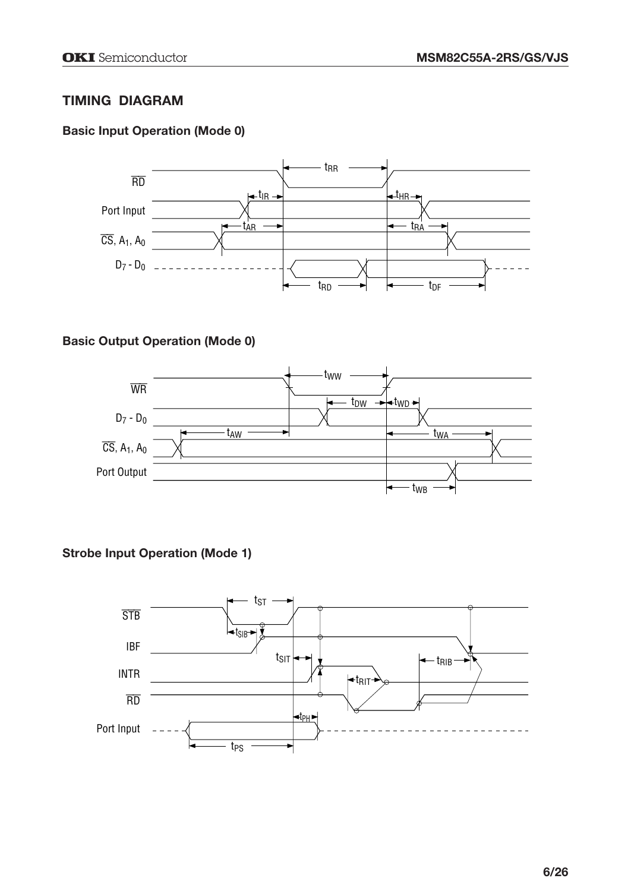## TIMING DIAGRAM

### Basic Input Operation (Mode 0)

### Basic Output Operation (Mode 0)

### Strobe Input Operation (Mode 1)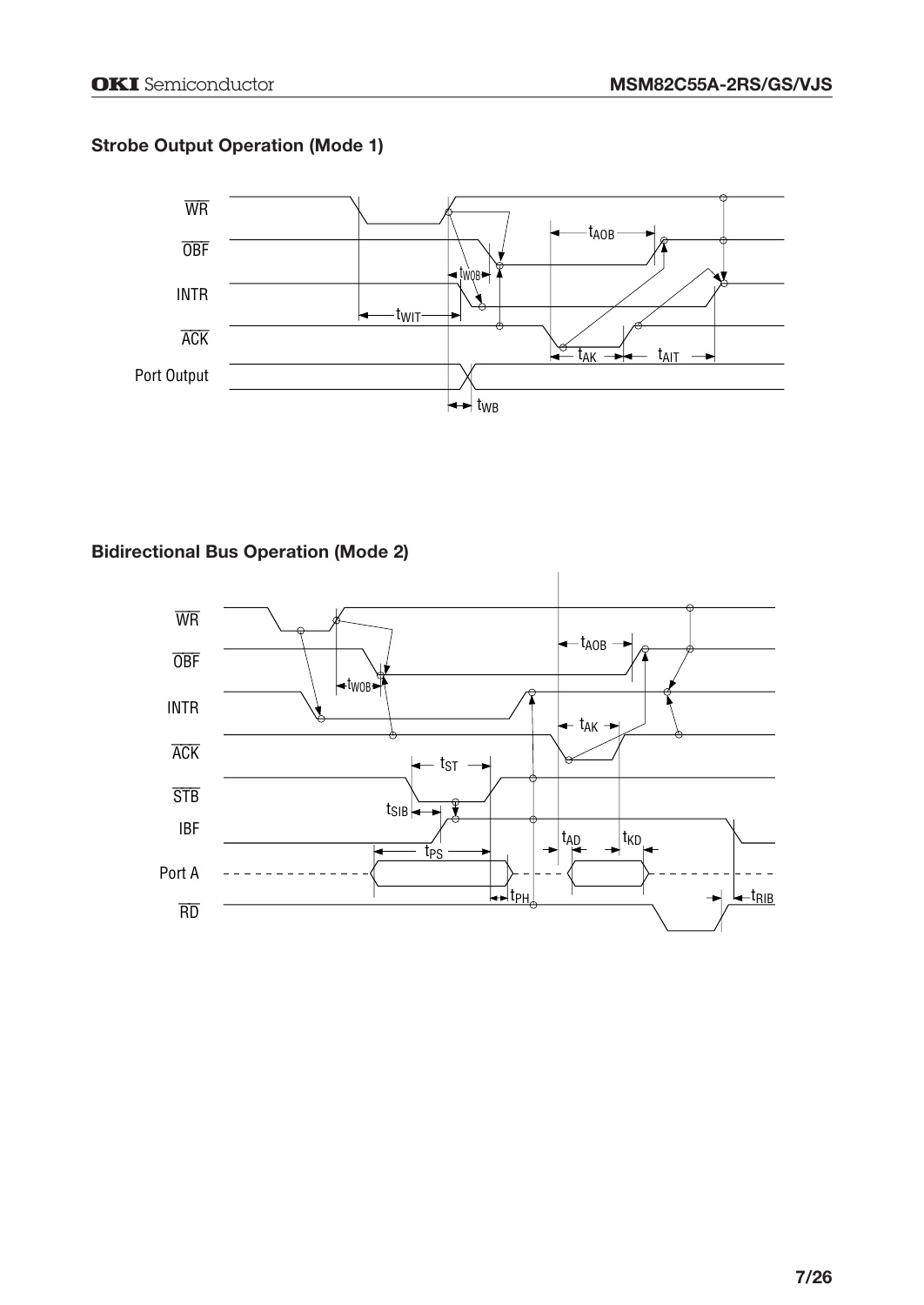## Strobe Output Operation (Mode 1)

## Bidirectional Bus Operation (Mode 2)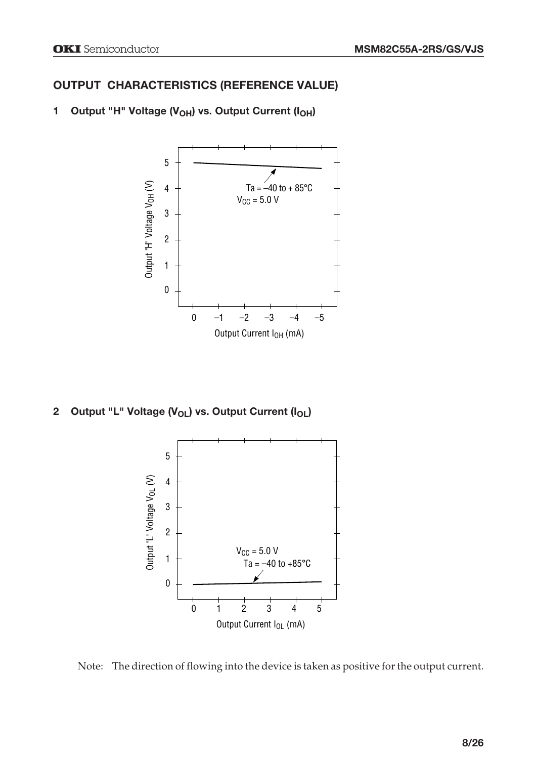## OUTPUT CHARACTERISTICS (REFERENCE VALUE)

### 1 Output "H" Voltage ($V_{OH}$) vs. Output Current ($I_{OH}$)

Ta = –40 to + 85°C
$V_{CC}$ = 5.0 V

Output "H" Voltage $V_{OH}$ (V)

Output Current $I_{OH}$ (mA)

### 2 Output "L" Voltage ($V_{OL}$) vs. Output Current ($I_{OL}$)

$V_{CC}$ = 5.0 V
Ta = –40 to +85°C

Output "L" Voltage $V_{OL}$ (V)

Output Current $I_{OL}$ (mA)

Note: The direction of flowing into the device is taken as positive for the output current.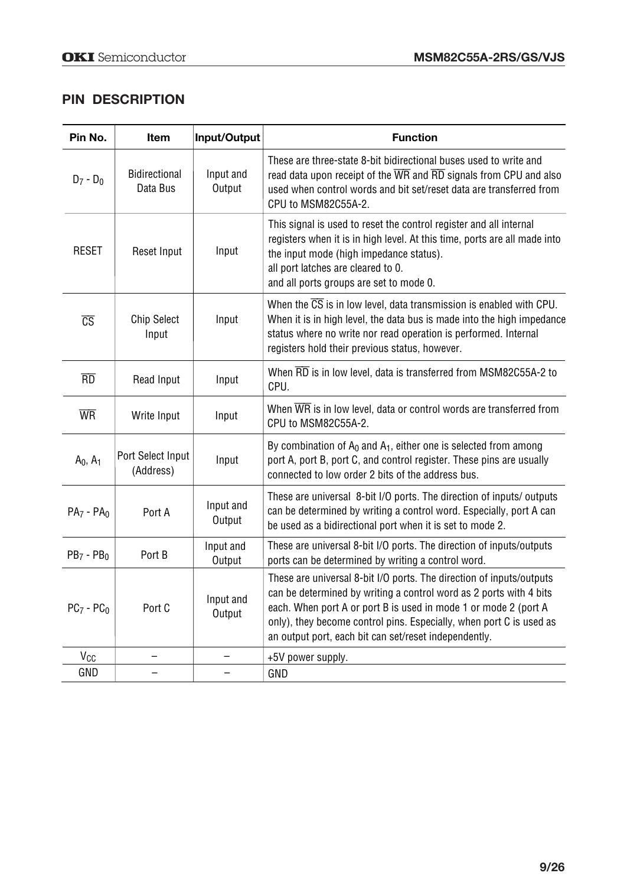## PIN DESCRIPTION

| Pin No. | Item | Input/Output | Function |
|---|---|---|---|
| $D_7$ - $D_0$ | Bidirectional Data Bus | Input and Output | These are three-state 8-bit bidirectional buses used to write and read data upon receipt of the $\overline{WR}$ and $\overline{RD}$ signals from CPU and also used when control words and bit set/reset data are transferred from CPU to MSM82C55A-2. |
| RESET | Reset Input | Input | This signal is used to reset the control register and all internal registers when it is in high level. At this time, ports are all made into the input mode (high impedance status).<br>all port latches are cleared to 0.<br>and all ports groups are set to mode 0. |
| $\overline{CS}$ | Chip Select Input | Input | When the $\overline{CS}$ is in low level, data transmission is enabled with CPU. When it is in high level, the data bus is made into the high impedance status where no write nor read operation is performed. Internal registers hold their previous status, however. |
| $\overline{RD}$ | Read Input | Input | When $\overline{RD}$ is in low level, data is transferred from MSM82C55A-2 to CPU. |
| $\overline{WR}$ | Write Input | Input | When $\overline{WR}$ is in low level, data or control words are transferred from CPU to MSM82C55A-2. |
| $A_0$, $A_1$ | Port Select Input (Address) | Input | By combination of $A_0$ and $A_1$, either one is selected from among port A, port B, port C, and control register. These pins are usually connected to low order 2 bits of the address bus. |
| $PA_7$ - $PA_0$ | Port A | Input and Output | These are universal 8-bit I/O ports. The direction of inputs/ outputs can be determined by writing a control word. Especially, port A can be used as a bidirectional port when it is set to mode 2. |
| $PB_7$ - $PB_0$ | Port B | Input and Output | These are universal 8-bit I/O ports. The direction of inputs/outputs ports can be determined by writing a control word. |
| $PC_7$ - $PC_0$ | Port C | Input and Output | These are universal 8-bit I/O ports. The direction of inputs/outputs can be determined by writing a control word as 2 ports with 4 bits each. When port A or port B is used in mode 1 or mode 2 (port A only), they become control pins. Especially, when port C is used as an output port, each bit can set/reset independently. |
| $V_{CC}$ | – | – | +5V power supply. |
| GND | – | – | GND |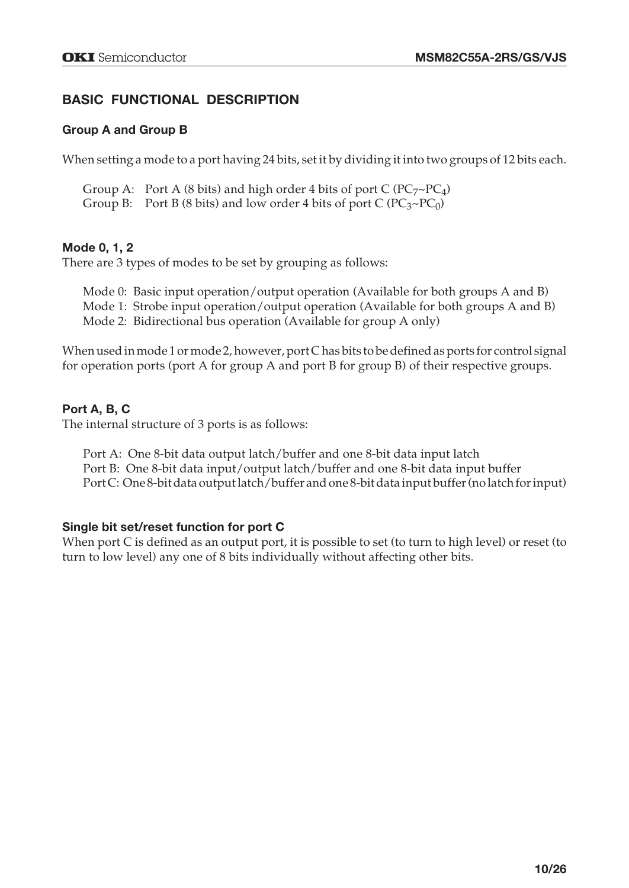## BASIC FUNCTIONAL DESCRIPTION

### Group A and Group B

When setting a mode to a port having 24 bits, set it by dividing it into two groups of 12 bits each.

Group A: Port A (8 bits) and high order 4 bits of port C ($PC_7$~$PC_4$)
Group B: Port B (8 bits) and low order 4 bits of port C ($PC_3$~$PC_0$)

### Mode 0, 1, 2

There are 3 types of modes to be set by grouping as follows:

Mode 0: Basic input operation/output operation (Available for both groups A and B)
Mode 1: Strobe input operation/output operation (Available for both groups A and B)
Mode 2: Bidirectional bus operation (Available for group A only)

When used in mode 1 or mode 2, however, port C has bits to be defined as ports for control signal for operation ports (port A for group A and port B for group B) of their respective groups.

### Port A, B, C

The internal structure of 3 ports is as follows:

Port A: One 8-bit data output latch/buffer and one 8-bit data input latch
Port B: One 8-bit data input/output latch/buffer and one 8-bit data input buffer
Port C: One 8-bit data output latch/buffer and one 8-bit data input buffer (no latch for input)

### Single bit set/reset function for port C

When port C is defined as an output port, it is possible to set (to turn to high level) or reset (to turn to low level) any one of 8 bits individually without affecting other bits.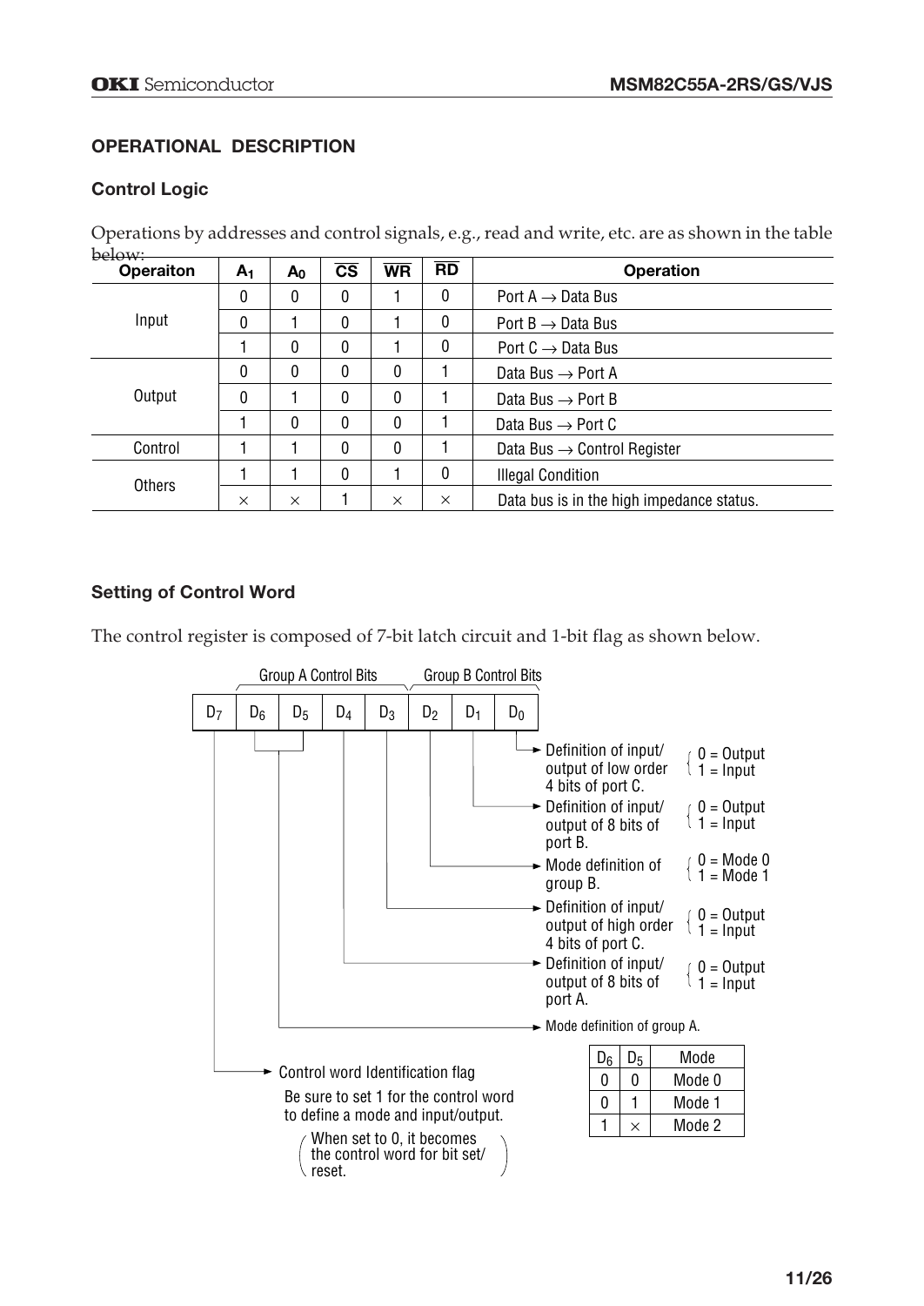## OPERATIONAL DESCRIPTION

### Control Logic

Operations by addresses and control signals, e.g., read and write, etc. are as shown in the table below:

| Operaiton | $A_1$ | $A_0$ | $\overline{CS}$ | $\overline{WR}$ | $\overline{RD}$ | Operation |
|---|---|---|---|---|---|---|
| Input | 0 | 0 | 0 | 1 | 0 | Port A → Data Bus |
| | 0 | 1 | 0 | 1 | 0 | Port B → Data Bus |
| | 1 | 0 | 0 | 1 | 0 | Port C → Data Bus |
| Output | 0 | 0 | 0 | 0 | 1 | Data Bus → Port A |
| | 0 | 1 | 0 | 0 | 1 | Data Bus → Port B |
| | 1 | 0 | 0 | 0 | 1 | Data Bus → Port C |
| Control | 1 | 1 | 0 | 0 | 1 | Data Bus → Control Register |
| Others | 1 | 1 | 0 | 1 | 0 | Illegal Condition |
| | × | × | 1 | × | × | Data bus is in the high impedance status. |

### Setting of Control Word

The control register is composed of 7-bit latch circuit and 1-bit flag as shown below.

Group A Control Bits: $D_6$, $D_5$, $D_4$, $D_3$ — Group B Control Bits: $D_2$, $D_1$, $D_0$

| $D_7$ | $D_6$ | $D_5$ | $D_4$ | $D_3$ | $D_2$ | $D_1$ | $D_0$ |
|---|---|---|---|---|---|---|---|

- $D_0$ → Definition of input/output of low order 4 bits of port C. (0 = Output, 1 = Input)
- $D_1$ → Definition of input/output of 8 bits of port B. (0 = Output, 1 = Input)
- $D_2$ → Mode definition of group B. (0 = Mode 0, 1 = Mode 1)
- $D_3$ → Definition of input/output of high order 4 bits of port C. (0 = Output, 1 = Input)
- $D_4$ → Definition of input/output of 8 bits of port A. (0 = Output, 1 = Input)
- $D_6$, $D_5$ → Mode definition of group A.

| $D_6$ | $D_5$ | Mode |
|---|---|---|
| 0 | 0 | Mode 0 |
| 0 | 1 | Mode 1 |
| 1 | × | Mode 2 |

- $D_7$ → Control word Identification flag

  Be sure to set 1 for the control word to define a mode and input/output.

  (When set to 0, it becomes the control word for bit set/reset.)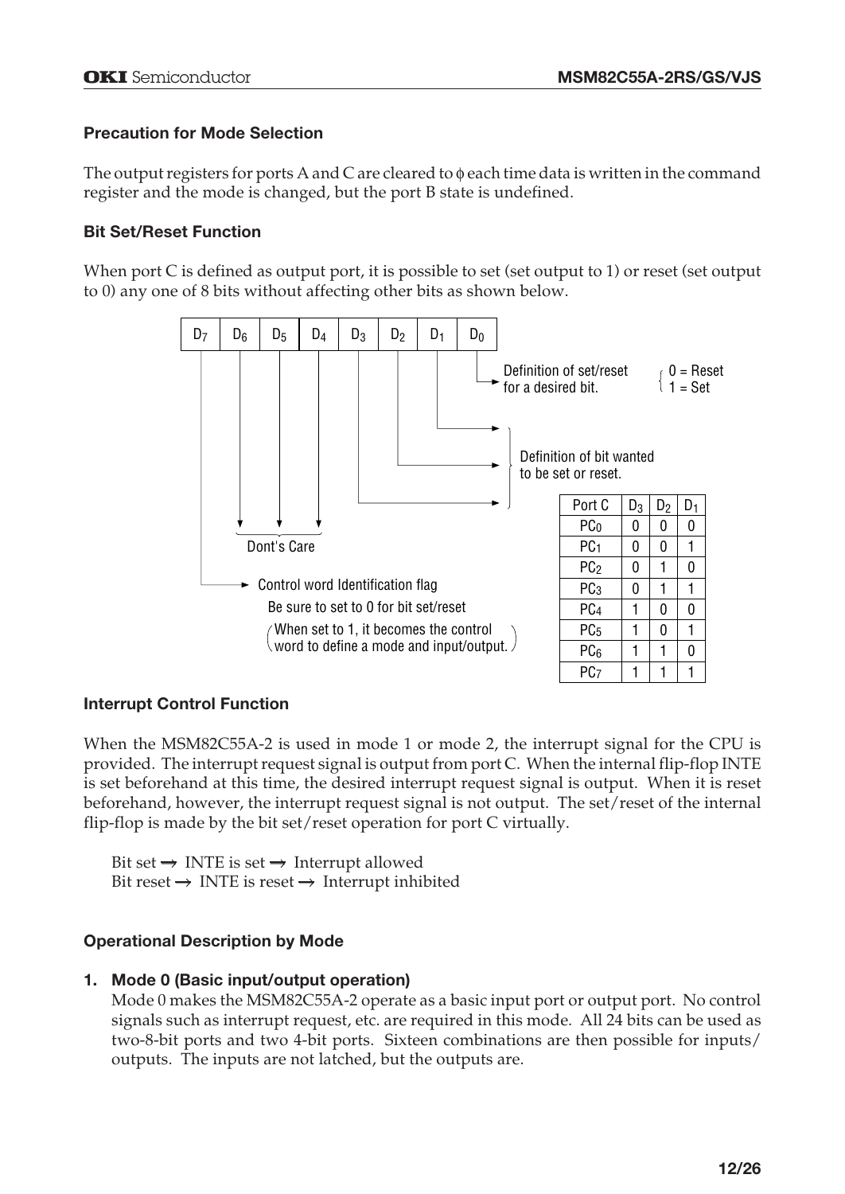### Precaution for Mode Selection

The output registers for ports A and C are cleared to ϕ each time data is written in the command register and the mode is changed, but the port B state is undefined.

### Bit Set/Reset Function

When port C is defined as output port, it is possible to set (set output to 1) or reset (set output to 0) any one of 8 bits without affecting other bits as shown below.

| $D_7$ | $D_6$ | $D_5$ | $D_4$ | $D_3$ | $D_2$ | $D_1$ | $D_0$ |
|---|---|---|---|---|---|---|---|

- $D_0$: Definition of set/reset for a desired bit. (0 = Reset, 1 = Set)
- $D_3$, $D_2$, $D_1$: Definition of bit wanted to be set or reset.
- $D_6$, $D_5$, $D_4$: Dont's Care
- $D_7$: Control word Identification flag
  Be sure to set to 0 for bit set/reset
  (When set to 1, it becomes the control word to define a mode and input/output.)

| Port C | $D_3$ | $D_2$ | $D_1$ |
|---|---|---|---|
| $PC_0$ | 0 | 0 | 0 |
| $PC_1$ | 0 | 0 | 1 |
| $PC_2$ | 0 | 1 | 0 |
| $PC_3$ | 0 | 1 | 1 |
| $PC_4$ | 1 | 0 | 0 |
| $PC_5$ | 1 | 0 | 1 |
| $PC_6$ | 1 | 1 | 0 |
| $PC_7$ | 1 | 1 | 1 |

### Interrupt Control Function

When the MSM82C55A-2 is used in mode 1 or mode 2, the interrupt signal for the CPU is provided. The interrupt request signal is output from port C. When the internal flip-flop INTE is set beforehand at this time, the desired interrupt request signal is output. When it is reset beforehand, however, the interrupt request signal is not output. The set/reset of the internal flip-flop is made by the bit set/reset operation for port C virtually.

Bit set → INTE is set → Interrupt allowed
Bit reset → INTE is reset → Interrupt inhibited

### Operational Description by Mode

#### 1. Mode 0 (Basic input/output operation)

Mode 0 makes the MSM82C55A-2 operate as a basic input port or output port. No control signals such as interrupt request, etc. are required in this mode. All 24 bits can be used as two-8-bit ports and two 4-bit ports. Sixteen combinations are then possible for inputs/outputs. The inputs are not latched, but the outputs are.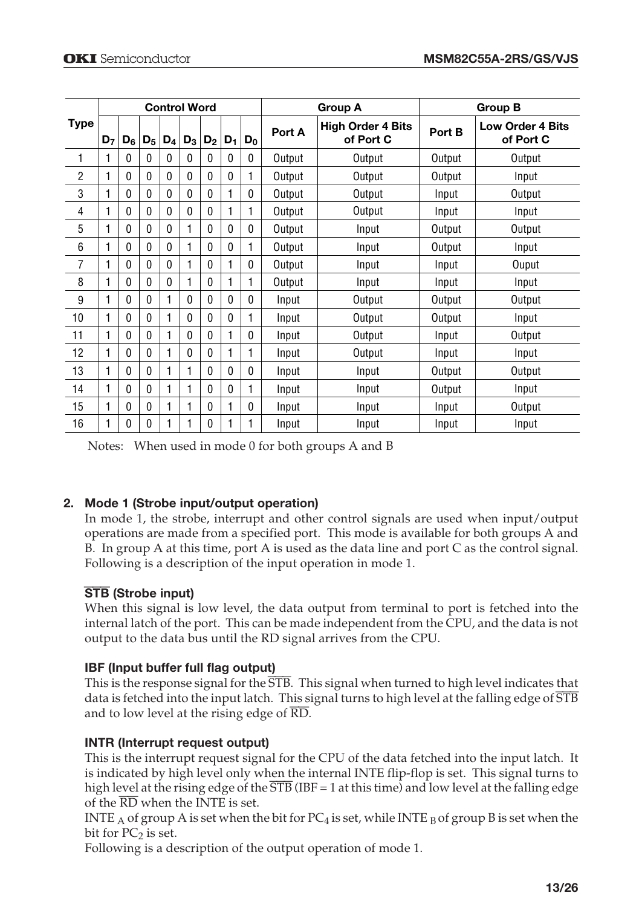| Type | Control Word | | | | | | | | Group A | | Group B | |
|---|---|---|---|---|---|---|---|---|---|---|---|---|
| | $D_7$ | $D_6$ | $D_5$ | $D_4$ | $D_3$ | $D_2$ | $D_1$ | $D_0$ | Port A | High Order 4 Bits of Port C | Port B | Low Order 4 Bits of Port C |
| 1 | 1 | 0 | 0 | 0 | 0 | 0 | 0 | 0 | Output | Output | Output | Output |
| 2 | 1 | 0 | 0 | 0 | 0 | 0 | 0 | 1 | Output | Output | Output | Input |
| 3 | 1 | 0 | 0 | 0 | 0 | 0 | 1 | 0 | Output | Output | Input | Output |
| 4 | 1 | 0 | 0 | 0 | 0 | 0 | 1 | 1 | Output | Output | Input | Input |
| 5 | 1 | 0 | 0 | 0 | 1 | 0 | 0 | 0 | Output | Input | Output | Output |
| 6 | 1 | 0 | 0 | 0 | 1 | 0 | 0 | 1 | Output | Input | Output | Input |
| 7 | 1 | 0 | 0 | 0 | 1 | 0 | 1 | 0 | Output | Input | Input | Ouput |
| 8 | 1 | 0 | 0 | 0 | 1 | 0 | 1 | 1 | Output | Input | Input | Input |
| 9 | 1 | 0 | 0 | 1 | 0 | 0 | 0 | 0 | Input | Output | Output | Output |
| 10 | 1 | 0 | 0 | 1 | 0 | 0 | 0 | 1 | Input | Output | Output | Input |
| 11 | 1 | 0 | 0 | 1 | 0 | 0 | 1 | 0 | Input | Output | Input | Output |
| 12 | 1 | 0 | 0 | 1 | 0 | 0 | 1 | 1 | Input | Output | Input | Input |
| 13 | 1 | 0 | 0 | 1 | 1 | 0 | 0 | 0 | Input | Input | Output | Output |
| 14 | 1 | 0 | 0 | 1 | 1 | 0 | 0 | 1 | Input | Input | Output | Input |
| 15 | 1 | 0 | 0 | 1 | 1 | 0 | 1 | 0 | Input | Input | Input | Output |
| 16 | 1 | 0 | 0 | 1 | 1 | 0 | 1 | 1 | Input | Input | Input | Input |

Notes: When used in mode 0 for both groups A and B

## 2. Mode 1 (Strobe input/output operation)

In mode 1, the strobe, interrupt and other control signals are used when input/output operations are made from a specified port. This mode is available for both groups A and B. In group A at this time, port A is used as the data line and port C as the control signal. Following is a description of the input operation in mode 1.

### $\overline{\text{STB}}$ (Strobe input)

When this signal is low level, the data output from terminal to port is fetched into the internal latch of the port. This can be made independent from the CPU, and the data is not output to the data bus until the RD signal arrives from the CPU.

### IBF (Input buffer full flag output)

This is the response signal for the $\overline{\text{STB}}$. This signal when turned to high level indicates that data is fetched into the input latch. This signal turns to high level at the falling edge of $\overline{\text{STB}}$ and to low level at the rising edge of $\overline{\text{RD}}$.

### INTR (Interrupt request output)

This is the interrupt request signal for the CPU of the data fetched into the input latch. It is indicated by high level only when the internal INTE flip-flop is set. This signal turns to high level at the rising edge of the $\overline{\text{STB}}$ (IBF = 1 at this time) and low level at the falling edge of the $\overline{\text{RD}}$ when the INTE is set.

$\text{INTE}_A$ of group A is set when the bit for $PC_4$ is set, while $\text{INTE}_B$ of group B is set when the bit for $PC_2$ is set.

Following is a description of the output operation of mode 1.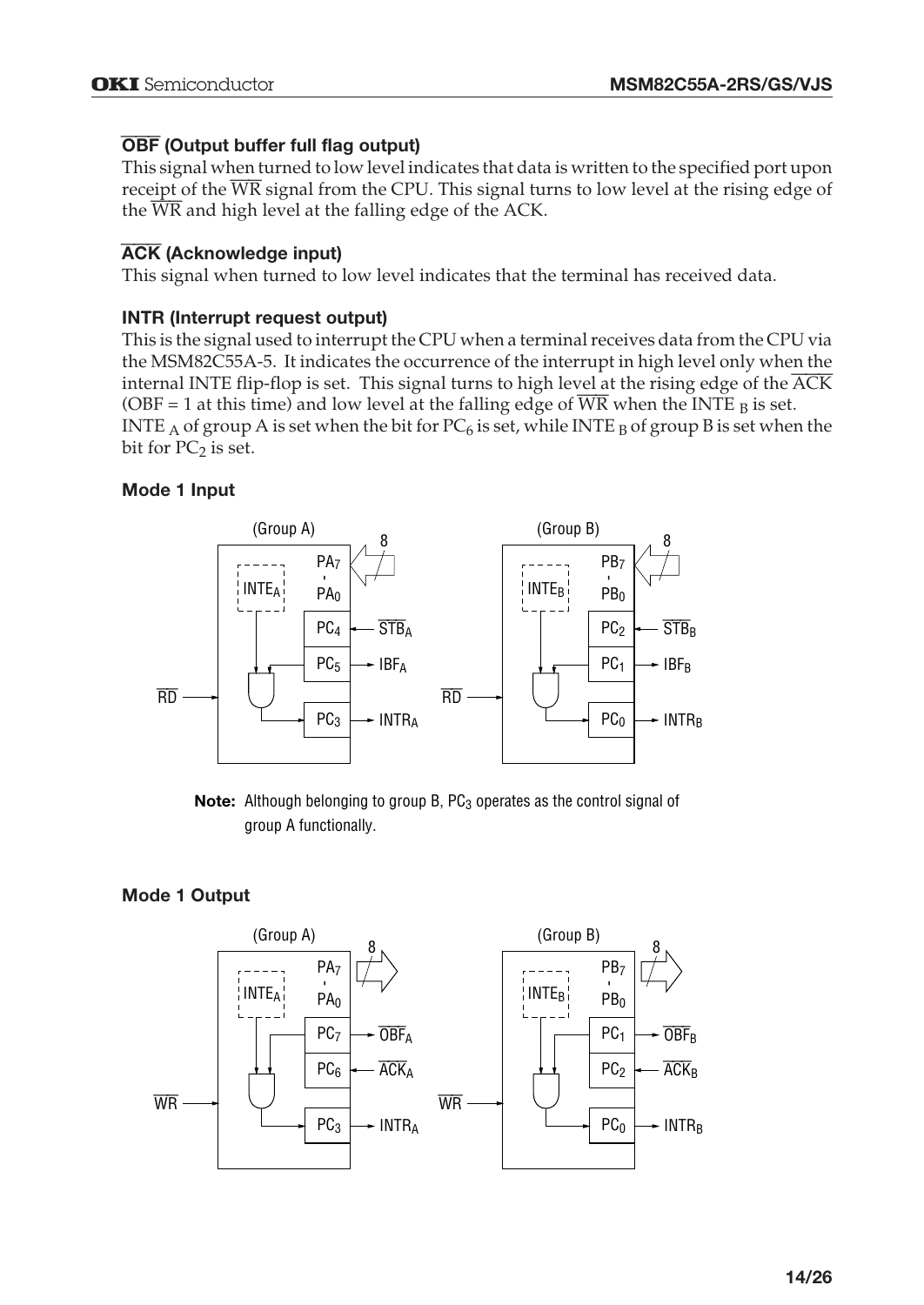### $\overline{\text{OBF}}$ (Output buffer full flag output)

This signal when turned to low level indicates that data is written to the specified port upon receipt of the $\overline{\text{WR}}$ signal from the CPU. This signal turns to low level at the rising edge of the $\overline{\text{WR}}$ and high level at the falling edge of the ACK.

### $\overline{\text{ACK}}$ (Acknowledge input)

This signal when turned to low level indicates that the terminal has received data.

### INTR (Interrupt request output)

This is the signal used to interrupt the CPU when a terminal receives data from the CPU via the MSM82C55A-5. It indicates the occurrence of the interrupt in high level only when the internal INTE flip-flop is set. This signal turns to high level at the rising edge of the $\overline{\text{ACK}}$ (OBF = 1 at this time) and low level at the falling edge of $\overline{\text{WR}}$ when the INTE $_B$ is set. INTE $_A$ of group A is set when the bit for $PC_6$ is set, while INTE $_B$ of group B is set when the bit for $PC_2$ is set.

### Mode 1 Input

(Group A): $INTE_A$; $PA_7$–$PA_0$ (8); $PC_4$ ← $\overline{STB_A}$; $PC_5$ → $IBF_A$; $\overline{RD}$; $PC_3$ → $INTR_A$

(Group B): $INTE_B$; $PB_7$–$PB_0$ (8); $PC_2$ ← $\overline{STB_B}$; $PC_1$ → $IBF_B$; $\overline{RD}$; $PC_0$ → $INTR_B$

**Note:** Although belonging to group B, $PC_3$ operates as the control signal of group A functionally.

### Mode 1 Output

(Group A): $INTE_A$; $PA_7$–$PA_0$ (8); $PC_7$ → $\overline{OBF_A}$; $PC_6$ ← $\overline{ACK_A}$; $\overline{WR}$; $PC_3$ → $INTR_A$

(Group B): $INTE_B$; $PB_7$–$PB_0$ (8); $PC_1$ → $\overline{OBF_B}$; $PC_2$ ← $\overline{ACK_B}$; $\overline{WR}$; $PC_0$ → $INTR_B$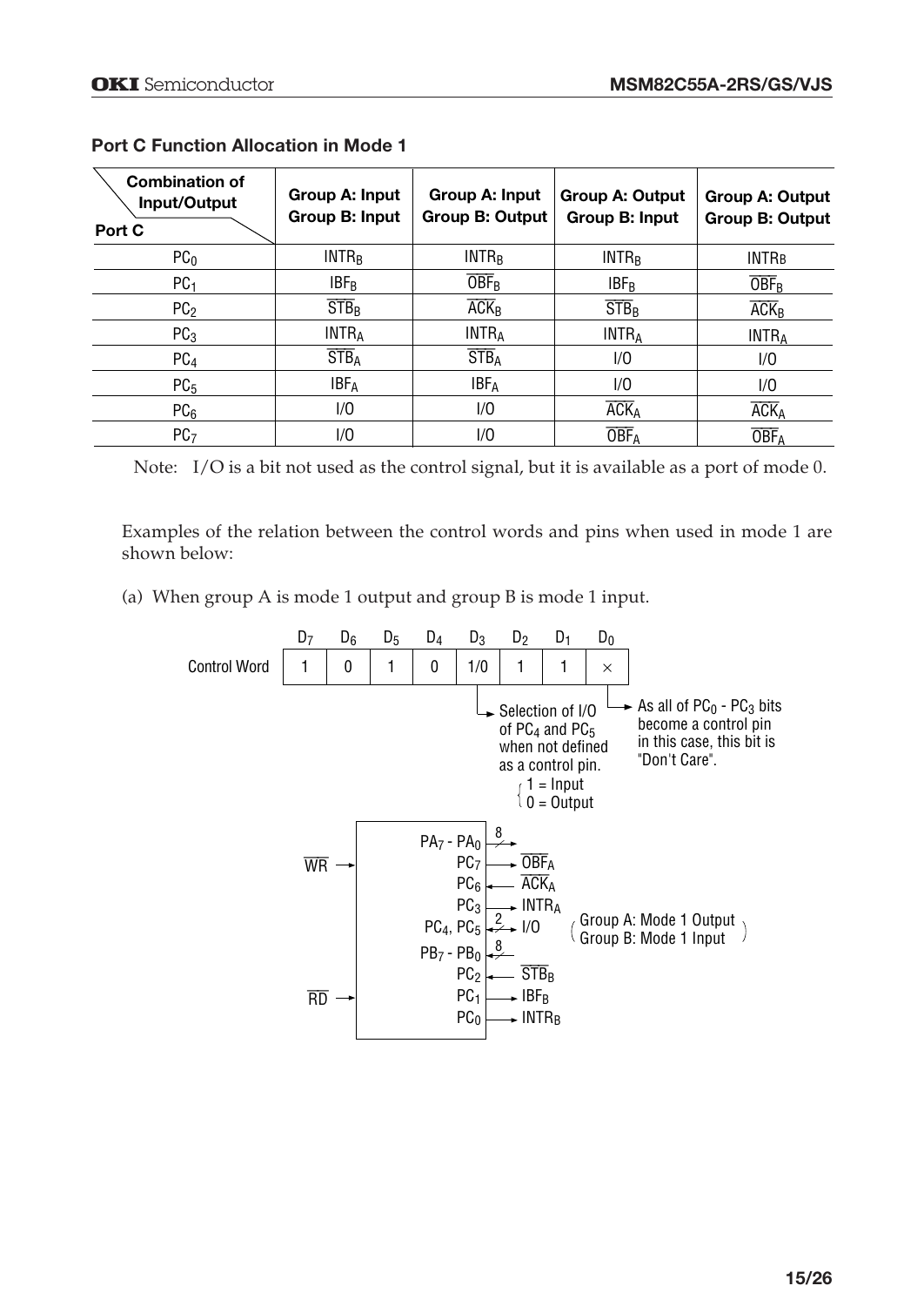### Port C Function Allocation in Mode 1

| Port C \ Combination of Input/Output | Group A: Input Group B: Input | Group A: Input Group B: Output | Group A: Output Group B: Input | Group A: Output Group B: Output |
|---|---|---|---|---|
| $PC_0$ | $INTR_B$ | $INTR_B$ | $INTR_B$ | $INTR_B$ |
| $PC_1$ | $IBF_B$ | $\overline{OBF_B}$ | $IBF_B$ | $\overline{OBF_B}$ |
| $PC_2$ | $\overline{STB_B}$ | $\overline{ACK_B}$ | $\overline{STB_B}$ | $\overline{ACK_B}$ |
| $PC_3$ | $INTR_A$ | $INTR_A$ | $INTR_A$ | $INTR_A$ |
| $PC_4$ | $\overline{STB_A}$ | $\overline{STB_A}$ | I/O | I/O |
| $PC_5$ | $IBF_A$ | $IBF_A$ | I/O | I/O |
| $PC_6$ | I/O | I/O | $\overline{ACK_A}$ | $\overline{ACK_A}$ |
| $PC_7$ | I/O | I/O | $\overline{OBF_A}$ | $\overline{OBF_A}$ |

Note: I/O is a bit not used as the control signal, but it is available as a port of mode 0.

Examples of the relation between the control words and pins when used in mode 1 are shown below:

(a) When group A is mode 1 output and group B is mode 1 input.

| | $D_7$ | $D_6$ | $D_5$ | $D_4$ | $D_3$ | $D_2$ | $D_1$ | $D_0$ |
|---|---|---|---|---|---|---|---|---|
| Control Word | 1 | 0 | 1 | 0 | 1/0 | 1 | 1 | × |

$D_3$: Selection of I/O of $PC_4$ and $PC_5$ when not defined as a control pin. 1 = Input, 0 = Output

$D_0$: As all of $PC_0$ - $PC_3$ bits become a control pin in this case, this bit is "Don't Care".

(Group A: Mode 1 Output, Group B: Mode 1 Input)

- $\overline{WR}$ →
- $\overline{RD}$ →
- $PA_7$ - $PA_0$ → 8
- $PC_7$ → $\overline{OBF_A}$
- $PC_6$ ← $\overline{ACK_A}$
- $PC_3$ → $INTR_A$
- $PC_4$, $PC_5$ ↔ 2 I/O
- $PB_7$ - $PB_0$ ← 8
- $PC_2$ ← $\overline{STB_B}$
- $PC_1$ → $IBF_B$
- $PC_0$ → $INTR_B$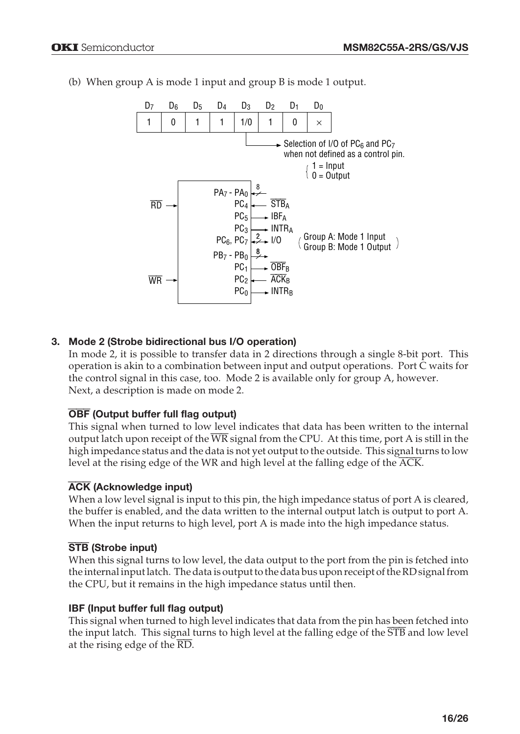(b) When group A is mode 1 input and group B is mode 1 output.

| $D_7$ | $D_6$ | $D_5$ | $D_4$ | $D_3$ | $D_2$ | $D_1$ | $D_0$ |
|---|---|---|---|---|---|---|---|
| 1 | 0 | 1 | 1 | 1/0 | 1 | 0 | × |

$D_3$: Selection of I/O of $PC_6$ and $PC_7$ when not defined as a control pin.
1 = Input
0 = Output

| Signal | Pin | Direction | Function |
|---|---|---|---|
| $\overline{RD}$ (input) | $PA_7$ - $PA_0$ | ↔ (8) | |
| | $PC_4$ | ← | $\overline{STB_A}$ |
| | $PC_5$ | → | $IBF_A$ |
| | $PC_3$ | → | $INTR_A$ |
| | $PC_6$, $PC_7$ | ↔ (2) | I/O |
| | $PB_7$ - $PB_0$ | → (8) | |
| | $PC_1$ | → | $\overline{OBF_B}$ |
| $\overline{WR}$ (input) | $PC_2$ | ← | $\overline{ACK_B}$ |
| | $PC_0$ | → | $INTR_B$ |

(Group A: Mode 1 Input
Group B: Mode 1 Output)

### 3. Mode 2 (Strobe bidirectional bus I/O operation)

In mode 2, it is possible to transfer data in 2 directions through a single 8-bit port. This operation is akin to a combination between input and output operations. Port C waits for the control signal in this case, too. Mode 2 is available only for group A, however.
Next, a description is made on mode 2.

#### $\overline{OBF}$ (Output buffer full flag output)

This signal when turned to low level indicates that data has been written to the internal output latch upon receipt of the $\overline{WR}$ signal from the CPU. At this time, port A is still in the high impedance status and the data is not yet output to the outside. This signal turns to low level at the rising edge of the WR and high level at the falling edge of the $\overline{ACK}$.

#### $\overline{ACK}$ (Acknowledge input)

When a low level signal is input to this pin, the high impedance status of port A is cleared, the buffer is enabled, and the data written to the internal output latch is output to port A. When the input returns to high level, port A is made into the high impedance status.

#### $\overline{STB}$ (Strobe input)

When this signal turns to low level, the data output to the port from the pin is fetched into the internal input latch. The data is output to the data bus upon receipt of the RD signal from the CPU, but it remains in the high impedance status until then.

#### IBF (Input buffer full flag output)

This signal when turned to high level indicates that data from the pin has been fetched into the input latch. This signal turns to high level at the falling edge of the $\overline{STB}$ and low level at the rising edge of the $\overline{RD}$.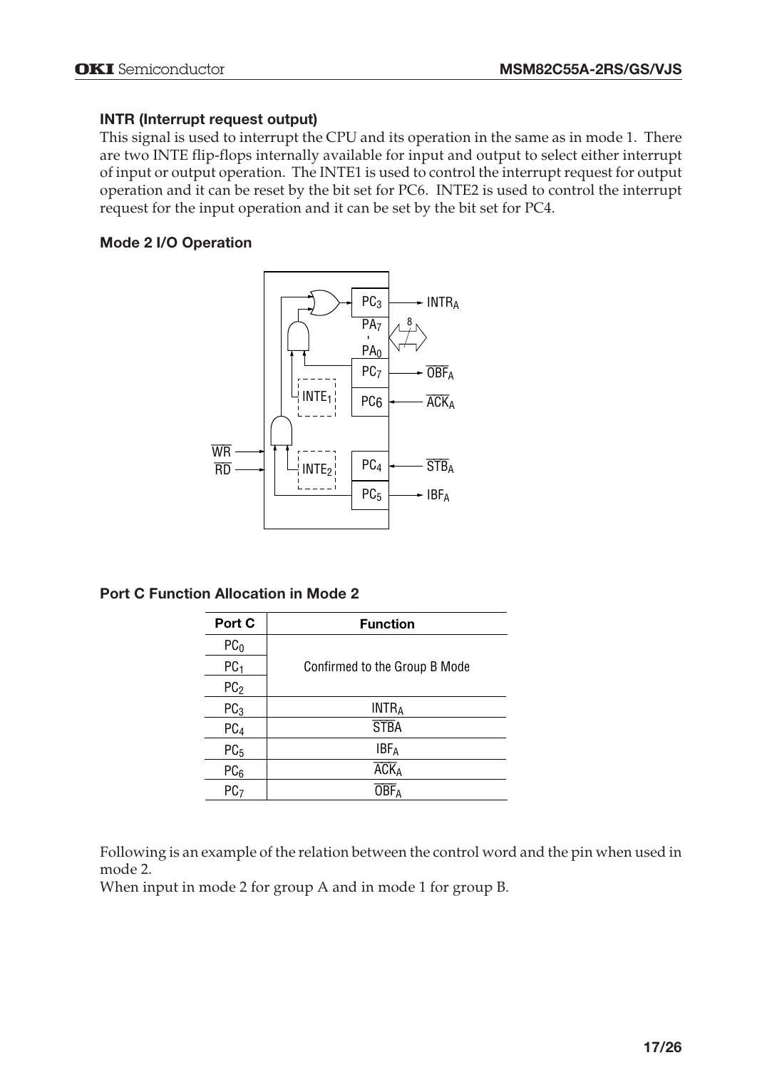### INTR (Interrupt request output)

This signal is used to interrupt the CPU and its operation in the same as in mode 1. There are two INTE flip-flops internally available for input and output to select either interrupt of input or output operation. The INTE1 is used to control the interrupt request for output operation and it can be reset by the bit set for PC6. INTE2 is used to control the interrupt request for the input operation and it can be set by the bit set for PC4.

### Mode 2 I/O Operation

### Port C Function Allocation in Mode 2

| Port C | Function |
|---|---|
| $PC_0$ | Confirmed to the Group B Mode |
| $PC_1$ | |
| $PC_2$ | |
| $PC_3$ | $INTR_A$ |
| $PC_4$ | $\overline{STBA}$ |
| $PC_5$ | $IBF_A$ |
| $PC_6$ | $\overline{ACK_A}$ |
| $PC_7$ | $\overline{OBF_A}$ |

Following is an example of the relation between the control word and the pin when used in mode 2.
When input in mode 2 for group A and in mode 1 for group B.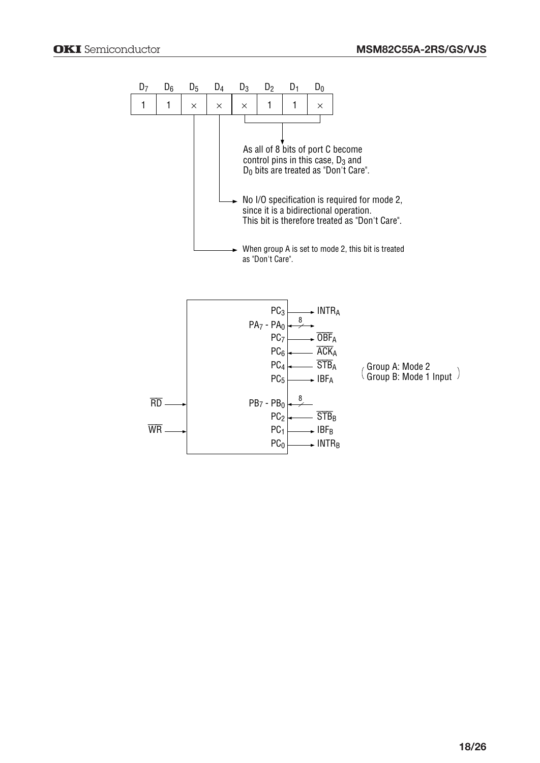| $D_7$ | $D_6$ | $D_5$ | $D_4$ | $D_3$ | $D_2$ | $D_1$ | $D_0$ |
|---|---|---|---|---|---|---|---|
| 1 | 1 | × | × | × | 1 | 1 | × |

- $D_3$, $D_0$: As all of 8 bits of port C become control pins in this case, $D_3$ and $D_0$ bits are treated as "Don't Care".
- $D_4$: No I/O specification is required for mode 2, since it is a bidirectional operation. This bit is therefore treated as "Don't Care".
- $D_5$: When group A is set to mode 2, this bit is treated as "Don't Care".

(Group A: Mode 2, Group B: Mode 1 Input)

| Pin | Direction | Signal |
|---|---|---|
| $PC_3$ | → | $INTR_A$ |
| $PA_7$ - $PA_0$ | ↔ (8) | |
| $PC_7$ | → | $\overline{OBF_A}$ |
| $PC_6$ | ← | $\overline{ACK_A}$ |
| $PC_4$ | ← | $\overline{STB_A}$ |
| $PC_5$ | → | $IBF_A$ |
| $PB_7$ - $PB_0$ | ← (8) | |
| $PC_2$ | ← | $\overline{STB_B}$ |
| $PC_1$ | → | $IBF_B$ |
| $PC_0$ | → | $INTR_B$ |

Inputs: $\overline{RD}$, $\overline{WR}$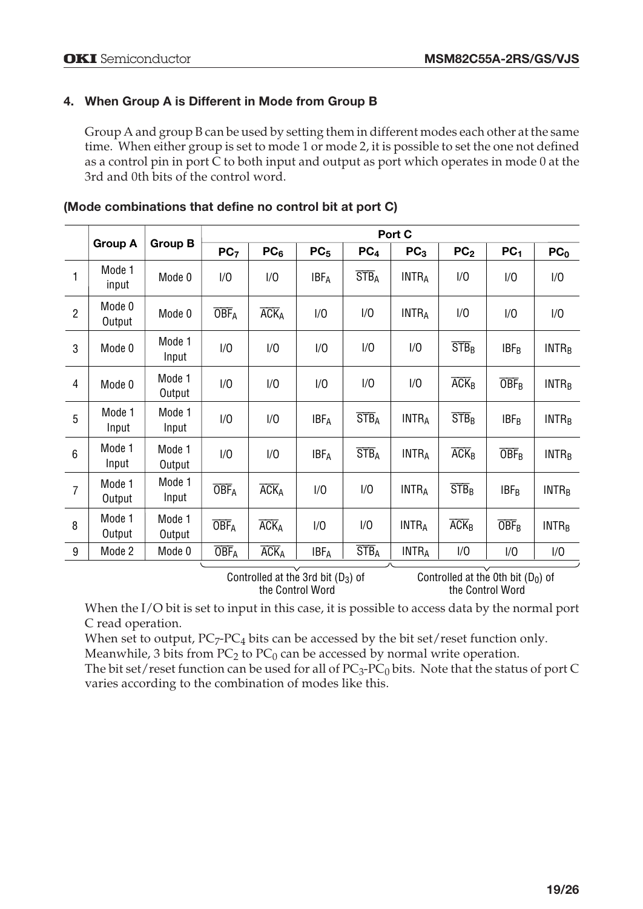## 4. When Group A is Different in Mode from Group B

Group A and group B can be used by setting them in different modes each other at the same time. When either group is set to mode 1 or mode 2, it is possible to set the one not defined as a control pin in port C to both input and output as port which operates in mode 0 at the 3rd and 0th bits of the control word.

### (Mode combinations that define no control bit at port C)

| | Group A | Group B | Port C | | | | | | | |
|---|---|---|---|---|---|---|---|---|---|---|
| | | | $PC_7$ | $PC_6$ | $PC_5$ | $PC_4$ | $PC_3$ | $PC_2$ | $PC_1$ | $PC_0$ |
| 1 | Mode 1 input | Mode 0 | I/O | I/O | $IBF_A$ | $\overline{STB}_A$ | $INTR_A$ | I/O | I/O | I/O |
| 2 | Mode 0 Output | Mode 0 | $\overline{OBF}_A$ | $\overline{ACK}_A$ | I/O | I/O | $INTR_A$ | I/O | I/O | I/O |
| 3 | Mode 0 | Mode 1 Input | I/O | I/O | I/O | I/O | I/O | $\overline{STB}_B$ | $IBF_B$ | $INTR_B$ |
| 4 | Mode 0 | Mode 1 Output | I/O | I/O | I/O | I/O | I/O | $\overline{ACK}_B$ | $\overline{OBF}_B$ | $INTR_B$ |
| 5 | Mode 1 Input | Mode 1 Input | I/O | I/O | $IBF_A$ | $\overline{STB}_A$ | $INTR_A$ | $\overline{STB}_B$ | $IBF_B$ | $INTR_B$ |
| 6 | Mode 1 Input | Mode 1 Output | I/O | I/O | $IBF_A$ | $\overline{STB}_A$ | $INTR_A$ | $\overline{ACK}_B$ | $\overline{OBF}_B$ | $INTR_B$ |
| 7 | Mode 1 Output | Mode 1 Input | $\overline{OBF}_A$ | $\overline{ACK}_A$ | I/O | I/O | $INTR_A$ | $\overline{STB}_B$ | $IBF_B$ | $INTR_B$ |
| 8 | Mode 1 Output | Mode 1 Output | $\overline{OBF}_A$ | $\overline{ACK}_A$ | I/O | I/O | $INTR_A$ | $\overline{ACK}_B$ | $\overline{OBF}_B$ | $INTR_B$ |
| 9 | Mode 2 | Mode 0 | $\overline{OBF}_A$ | $\overline{ACK}_A$ | $IBF_A$ | $\overline{STB}_A$ | $INTR_A$ | I/O | I/O | I/O |

$PC_7$–$PC_3$: Controlled at the 3rd bit ($D_3$) of the Control Word
$PC_2$–$PC_0$: Controlled at the 0th bit ($D_0$) of the Control Word

When the I/O bit is set to input in this case, it is possible to access data by the normal port C read operation.
When set to output, $PC_7$-$PC_4$ bits can be accessed by the bit set/reset function only.
Meanwhile, 3 bits from $PC_2$ to $PC_0$ can be accessed by normal write operation.
The bit set/reset function can be used for all of $PC_3$-$PC_0$ bits. Note that the status of port C varies according to the combination of modes like this.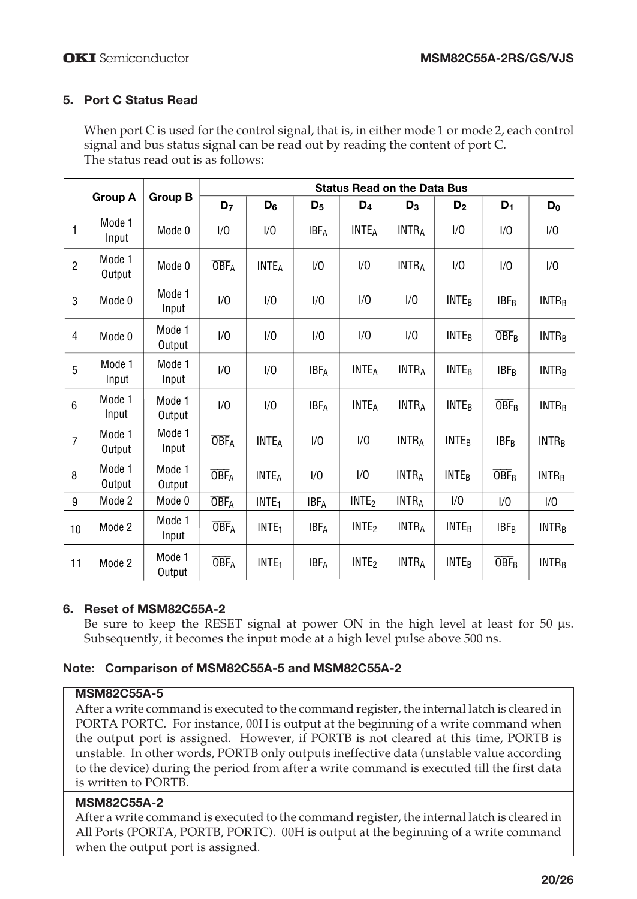## 5. Port C Status Read

When port C is used for the control signal, that is, in either mode 1 or mode 2, each control signal and bus status signal can be read out by reading the content of port C.
The status read out is as follows:

| | Group A | Group B | Status Read on the Data Bus | | | | | | | |
|---|---|---|---|---|---|---|---|---|---|---|
| | | | $D_7$ | $D_6$ | $D_5$ | $D_4$ | $D_3$ | $D_2$ | $D_1$ | $D_0$ |
| 1 | Mode 1 Input | Mode 0 | I/O | I/O | $IBF_A$ | $INTE_A$ | $INTR_A$ | I/O | I/O | I/O |
| 2 | Mode 1 Output | Mode 0 | $\overline{OBF_A}$ | $INTE_A$ | I/O | I/O | $INTR_A$ | I/O | I/O | I/O |
| 3 | Mode 0 | Mode 1 Input | I/O | I/O | I/O | I/O | I/O | $INTE_B$ | $IBF_B$ | $INTR_B$ |
| 4 | Mode 0 | Mode 1 Output | I/O | I/O | I/O | I/O | I/O | $INTE_B$ | $\overline{OBF_B}$ | $INTR_B$ |
| 5 | Mode 1 Input | Mode 1 Input | I/O | I/O | $IBF_A$ | $INTE_A$ | $INTR_A$ | $INTE_B$ | $IBF_B$ | $INTR_B$ |
| 6 | Mode 1 Input | Mode 1 Output | I/O | I/O | $IBF_A$ | $INTE_A$ | $INTR_A$ | $INTE_B$ | $\overline{OBF_B}$ | $INTR_B$ |
| 7 | Mode 1 Output | Mode 1 Input | $\overline{OBF_A}$ | $INTE_A$ | I/O | I/O | $INTR_A$ | $INTE_B$ | $IBF_B$ | $INTR_B$ |
| 8 | Mode 1 Output | Mode 1 Output | $\overline{OBF_A}$ | $INTE_A$ | I/O | I/O | $INTR_A$ | $INTE_B$ | $\overline{OBF_B}$ | $INTR_B$ |
| 9 | Mode 2 | Mode 0 | $\overline{OBF_A}$ | $INTE_1$ | $IBF_A$ | $INTE_2$ | $INTR_A$ | I/O | I/O | I/O |
| 10 | Mode 2 | Mode 1 Input | $\overline{OBF_A}$ | $INTE_1$ | $IBF_A$ | $INTE_2$ | $INTR_A$ | $INTE_B$ | $IBF_B$ | $INTR_B$ |
| 11 | Mode 2 | Mode 1 Output | $\overline{OBF_A}$ | $INTE_1$ | $IBF_A$ | $INTE_2$ | $INTR_A$ | $INTE_B$ | $\overline{OBF_B}$ | $INTR_B$ |

## 6. Reset of MSM82C55A-2

Be sure to keep the RESET signal at power ON in the high level at least for 50 µs. Subsequently, it becomes the input mode at a high level pulse above 500 ns.

### Note: Comparison of MSM82C55A-5 and MSM82C55A-2

**MSM82C55A-5**

After a write command is executed to the command register, the internal latch is cleared in PORTA PORTC. For instance, 00H is output at the beginning of a write command when the output port is assigned. However, if PORTB is not cleared at this time, PORTB is unstable. In other words, PORTB only outputs ineffective data (unstable value according to the device) during the period from after a write command is executed till the first data is written to PORTB.

**MSM82C55A-2**

After a write command is executed to the command register, the internal latch is cleared in All Ports (PORTA, PORTB, PORTC). 00H is output at the beginning of a write command when the output port is assigned.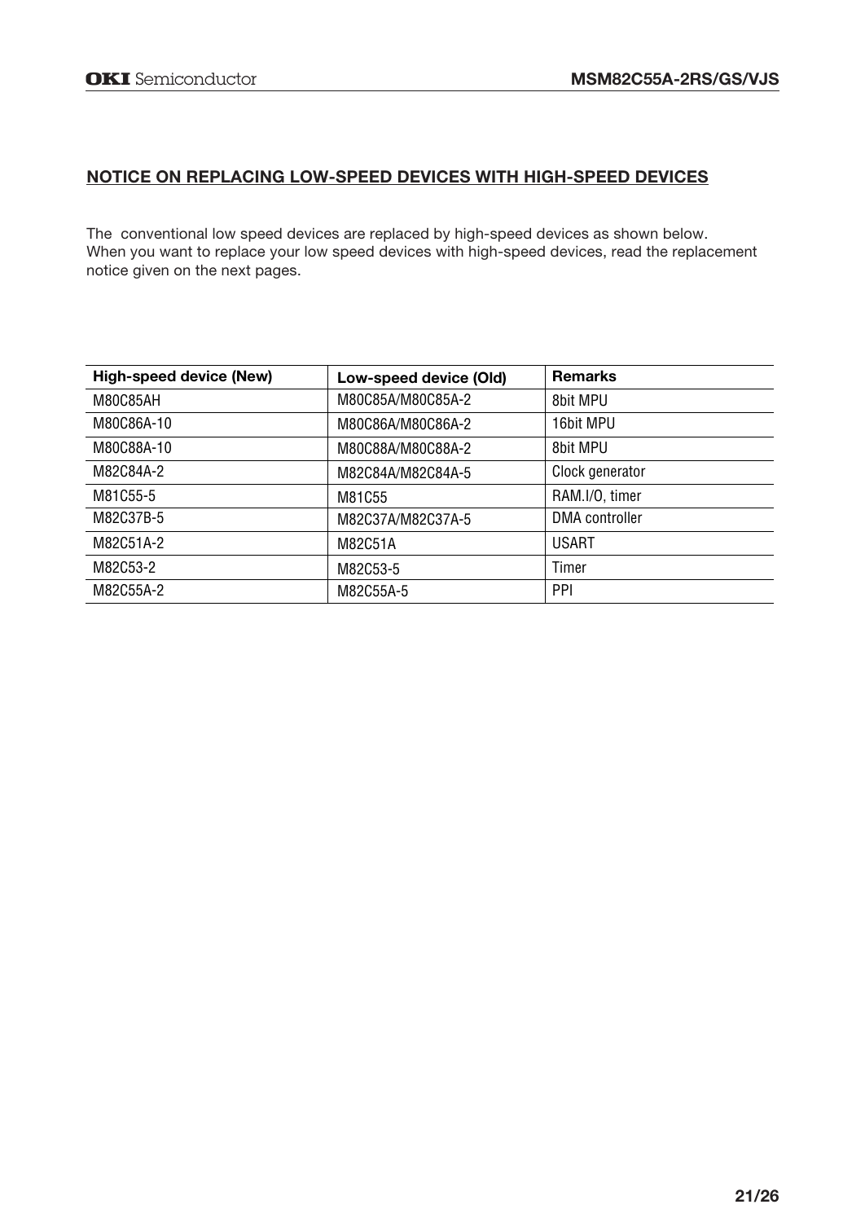## NOTICE ON REPLACING LOW-SPEED DEVICES WITH HIGH-SPEED DEVICES

The conventional low speed devices are replaced by high-speed devices as shown below.
When you want to replace your low speed devices with high-speed devices, read the replacement notice given on the next pages.

| High-speed device (New) | Low-speed device (Old) | Remarks |
|---|---|---|
| M80C85AH | M80C85A/M80C85A-2 | 8bit MPU |
| M80C86A-10 | M80C86A/M80C86A-2 | 16bit MPU |
| M80C88A-10 | M80C88A/M80C88A-2 | 8bit MPU |
| M82C84A-2 | M82C84A/M82C84A-5 | Clock generator |
| M81C55-5 | M81C55 | RAM.I/O, timer |
| M82C37B-5 | M82C37A/M82C37A-5 | DMA controller |
| M82C51A-2 | M82C51A | USART |
| M82C53-2 | M82C53-5 | Timer |
| M82C55A-2 | M82C55A-5 | PPI |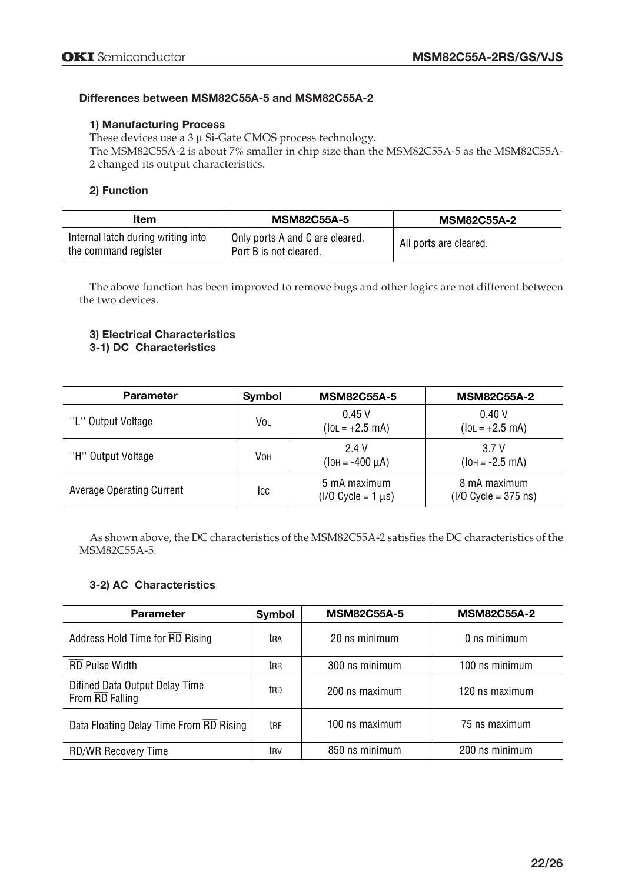### Differences between MSM82C55A-5 and MSM82C55A-2

#### 1) Manufacturing Process

These devices use a 3 µ Si-Gate CMOS process technology.
The MSM82C55A-2 is about 7% smaller in chip size than the MSM82C55A-5 as the MSM82C55A-2 changed its output characteristics.

#### 2) Function

| Item | MSM82C55A-5 | MSM82C55A-2 |
|---|---|---|
| Internal latch during writing into the command register | Only ports A and C are cleared. Port B is not cleared. | All ports are cleared. |

The above function has been improved to remove bugs and other logics are not different between the two devices.

#### 3) Electrical Characteristics

#### 3-1) DC Characteristics

| Parameter | Symbol | MSM82C55A-5 | MSM82C55A-2 |
|---|---|---|---|
| "L" Output Voltage | $V_{OL}$ | 0.45 V ($I_{OL}$ = +2.5 mA) | 0.40 V ($I_{OL}$ = +2.5 mA) |
| "H" Output Voltage | $V_{OH}$ | 2.4 V ($I_{OH}$ = -400 µA) | 3.7 V ($I_{OH}$ = -2.5 mA) |
| Average Operating Current | $I_{CC}$ | 5 mA maximum (I/O Cycle = 1 µs) | 8 mA maximum (I/O Cycle = 375 ns) |

As shown above, the DC characteristics of the MSM82C55A-2 satisfies the DC characteristics of the MSM82C55A-5.

#### 3-2) AC Characteristics

| Parameter | Symbol | MSM82C55A-5 | MSM82C55A-2 |
|---|---|---|---|
| Address Hold Time for $\overline{RD}$ Rising | $t_{RA}$ | 20 ns minimum | 0 ns minimum |
| $\overline{RD}$ Pulse Width | $t_{RR}$ | 300 ns minimum | 100 ns minimum |
| Difined Data Output Delay Time From $\overline{RD}$ Falling | $t_{RD}$ | 200 ns maximum | 120 ns maximum |
| Data Floating Delay Time From $\overline{RD}$ Rising | $t_{RF}$ | 100 ns maximum | 75 ns maximum |
| RD/WR Recovery Time | $t_{RV}$ | 850 ns minimum | 200 ns minimum |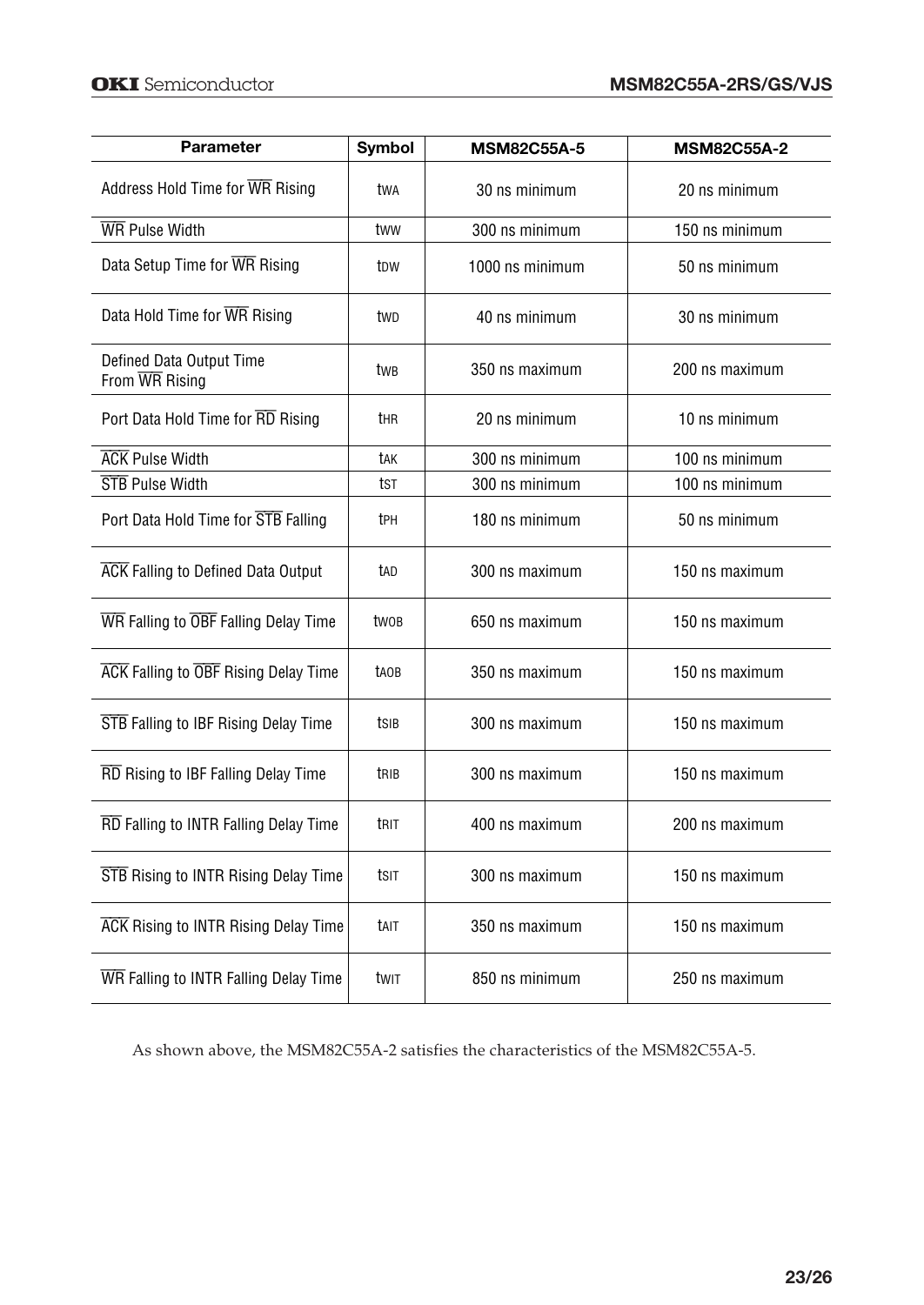| Parameter | Symbol | MSM82C55A-5 | MSM82C55A-2 |
|---|---|---|---|
| Address Hold Time for $\overline{WR}$ Rising | $t_{WA}$ | 30 ns minimum | 20 ns minimum |
| $\overline{WR}$ Pulse Width | $t_{WW}$ | 300 ns minimum | 150 ns minimum |
| Data Setup Time for $\overline{WR}$ Rising | $t_{DW}$ | 1000 ns minimum | 50 ns minimum |
| Data Hold Time for $\overline{WR}$ Rising | $t_{WD}$ | 40 ns minimum | 30 ns minimum |
| Defined Data Output Time From $\overline{WR}$ Rising | $t_{WB}$ | 350 ns maximum | 200 ns maximum |
| Port Data Hold Time for $\overline{RD}$ Rising | $t_{HR}$ | 20 ns minimum | 10 ns minimum |
| $\overline{ACK}$ Pulse Width | $t_{AK}$ | 300 ns minimum | 100 ns minimum |
| $\overline{STB}$ Pulse Width | $t_{ST}$ | 300 ns minimum | 100 ns minimum |
| Port Data Hold Time for $\overline{STB}$ Falling | $t_{PH}$ | 180 ns minimum | 50 ns minimum |
| $\overline{ACK}$ Falling to Defined Data Output | $t_{AD}$ | 300 ns maximum | 150 ns maximum |
| $\overline{WR}$ Falling to $\overline{OBF}$ Falling Delay Time | $t_{WOB}$ | 650 ns maximum | 150 ns maximum |
| $\overline{ACK}$ Falling to $\overline{OBF}$ Rising Delay Time | $t_{AOB}$ | 350 ns maximum | 150 ns maximum |
| $\overline{STB}$ Falling to IBF Rising Delay Time | $t_{SIB}$ | 300 ns maximum | 150 ns maximum |
| $\overline{RD}$ Rising to IBF Falling Delay Time | $t_{RIB}$ | 300 ns maximum | 150 ns maximum |
| $\overline{RD}$ Falling to INTR Falling Delay Time | $t_{RIT}$ | 400 ns maximum | 200 ns maximum |
| $\overline{STB}$ Rising to INTR Rising Delay Time | $t_{SIT}$ | 300 ns maximum | 150 ns maximum |
| $\overline{ACK}$ Rising to INTR Rising Delay Time | $t_{AIT}$ | 350 ns maximum | 150 ns maximum |
| $\overline{WR}$ Falling to INTR Falling Delay Time | $t_{WIT}$ | 850 ns minimum | 250 ns maximum |

As shown above, the MSM82C55A-2 satisfies the characteristics of the MSM82C55A-5.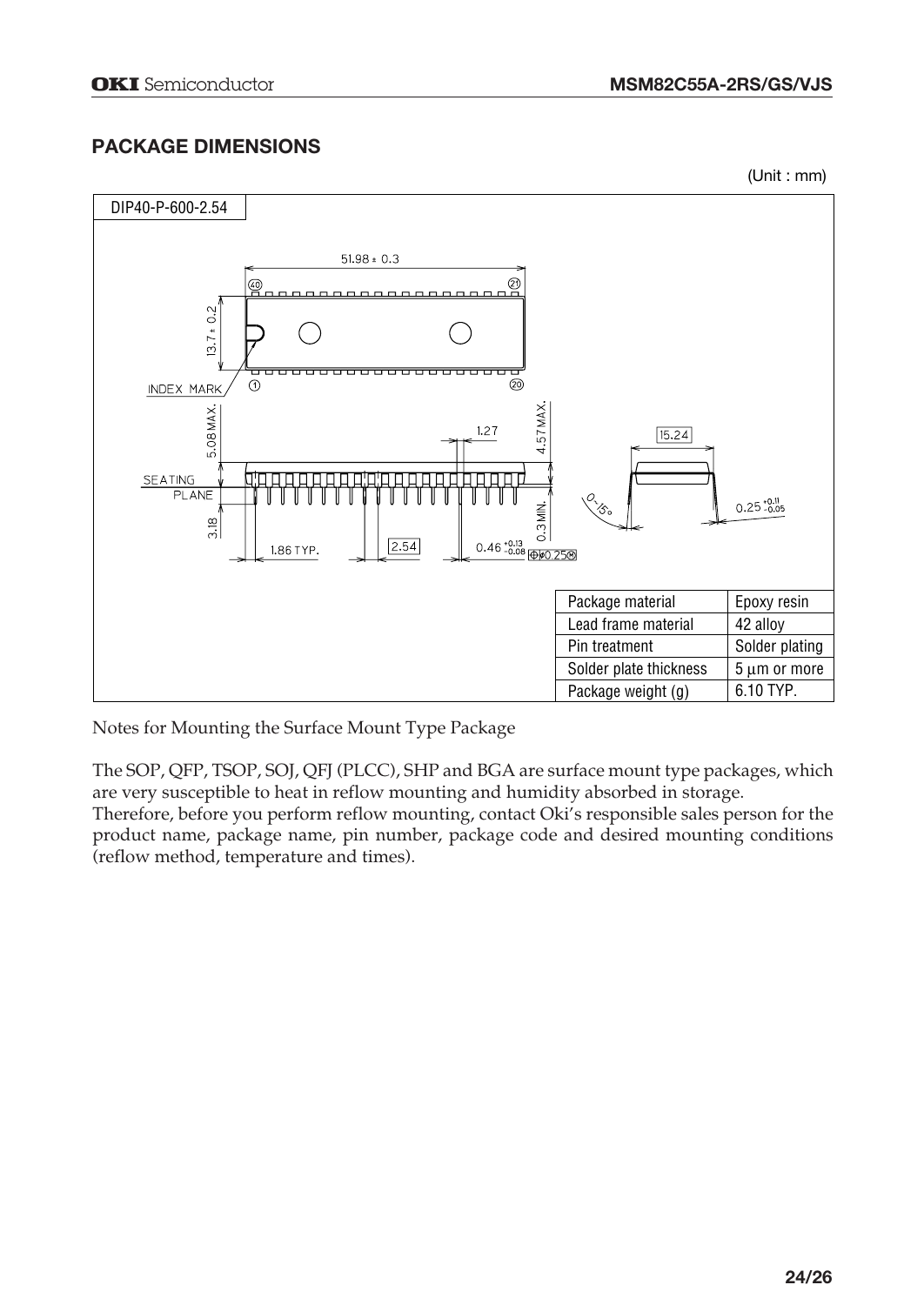## PACKAGE DIMENSIONS

(Unit : mm)

DIP40-P-600-2.54

| Package material | Epoxy resin |
|---|---|
| Lead frame material | 42 alloy |
| Pin treatment | Solder plating |
| Solder plate thickness | 5 μm or more |
| Package weight (g) | 6.10 TYP. |

Notes for Mounting the Surface Mount Type Package

The SOP, QFP, TSOP, SOJ, QFJ (PLCC), SHP and BGA are surface mount type packages, which are very susceptible to heat in reflow mounting and humidity absorbed in storage.
Therefore, before you perform reflow mounting, contact Oki's responsible sales person for the product name, package name, pin number, package code and desired mounting conditions (reflow method, temperature and times).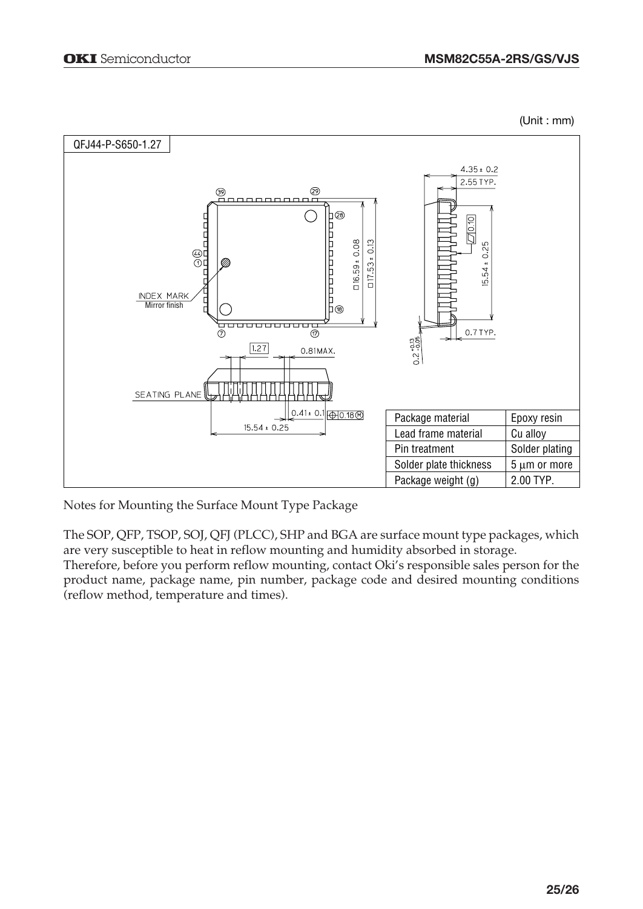(Unit : mm)

QFJ44-P-S650-1.27

| Package material | Epoxy resin |
| --- | --- |
| Lead frame material | Cu alloy |
| Pin treatment | Solder plating |
| Solder plate thickness | 5 μm or more |
| Package weight (g) | 2.00 TYP. |

Notes for Mounting the Surface Mount Type Package

The SOP, QFP, TSOP, SOJ, QFJ (PLCC), SHP and BGA are surface mount type packages, which are very susceptible to heat in reflow mounting and humidity absorbed in storage.
Therefore, before you perform reflow mounting, contact Oki's responsible sales person for the product name, package name, pin number, package code and desired mounting conditions (reflow method, temperature and times).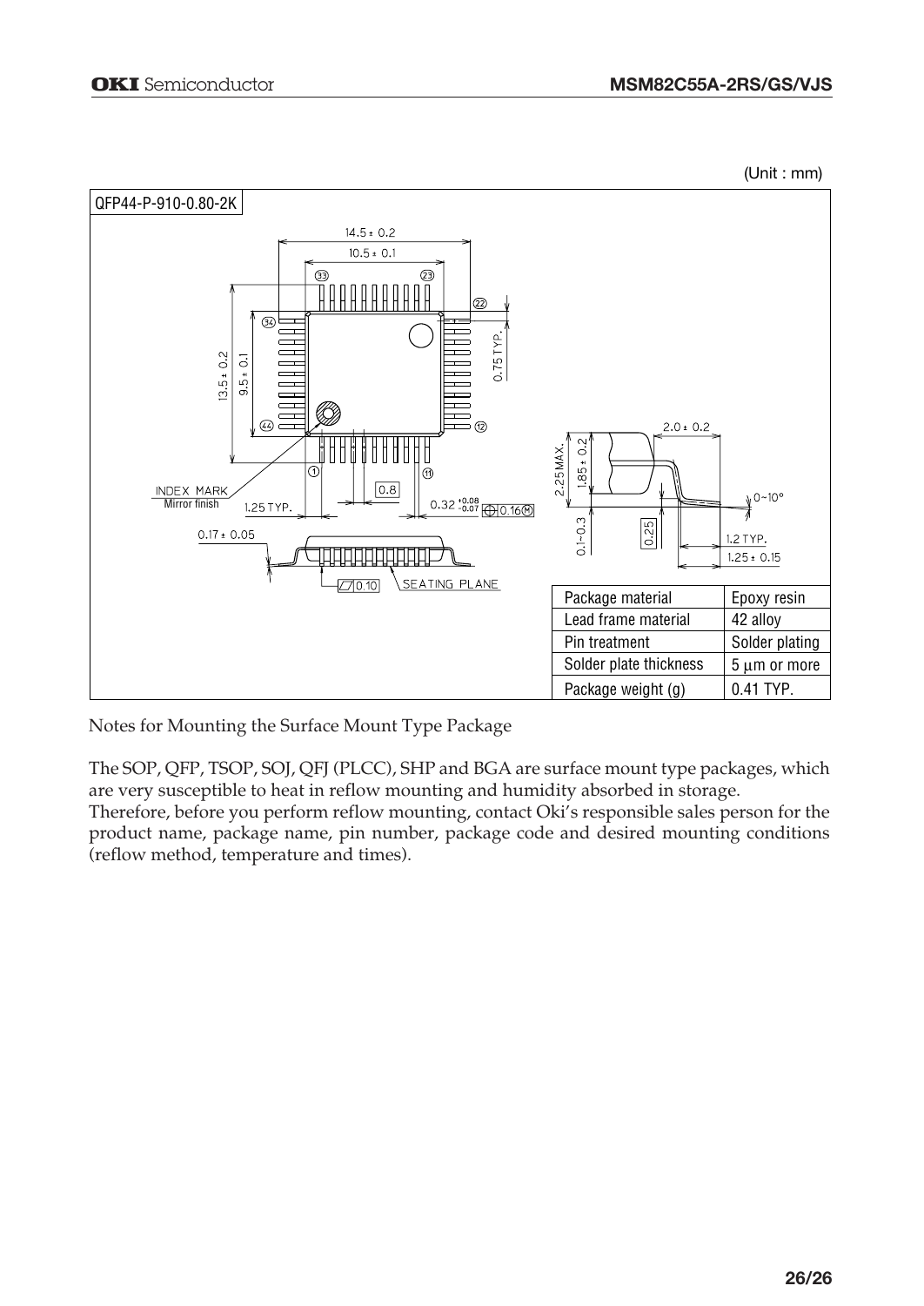(Unit : mm)

QFP44-P-910-0.80-2K

14.5 ± 0.2
10.5 ± 0.1
33
23
22
34
13.5 ± 0.2
9.5 ± 0.1
0.75 TYP.
44
12
1
11
INDEX MARK
Mirror finish
1.25 TYP.
0.8
0.32 +0.08 −0.07
0.16 M
0.17 ± 0.05
0.10
SEATING PLANE
2.0 ± 0.2
2.25MAX.
1.85 ± 0.2
0~10°
0.1~0.3
0.25
1.2 TYP.
1.25 ± 0.15

| | |
|---|---|
| Package material | Epoxy resin |
| Lead frame material | 42 alloy |
| Pin treatment | Solder plating |
| Solder plate thickness | 5 μm or more |
| Package weight (g) | 0.41 TYP. |

Notes for Mounting the Surface Mount Type Package

The SOP, QFP, TSOP, SOJ, QFJ (PLCC), SHP and BGA are surface mount type packages, which are very susceptible to heat in reflow mounting and humidity absorbed in storage.
Therefore, before you perform reflow mounting, contact Oki's responsible sales person for the product name, package name, pin number, package code and desired mounting conditions (reflow method, temperature and times).